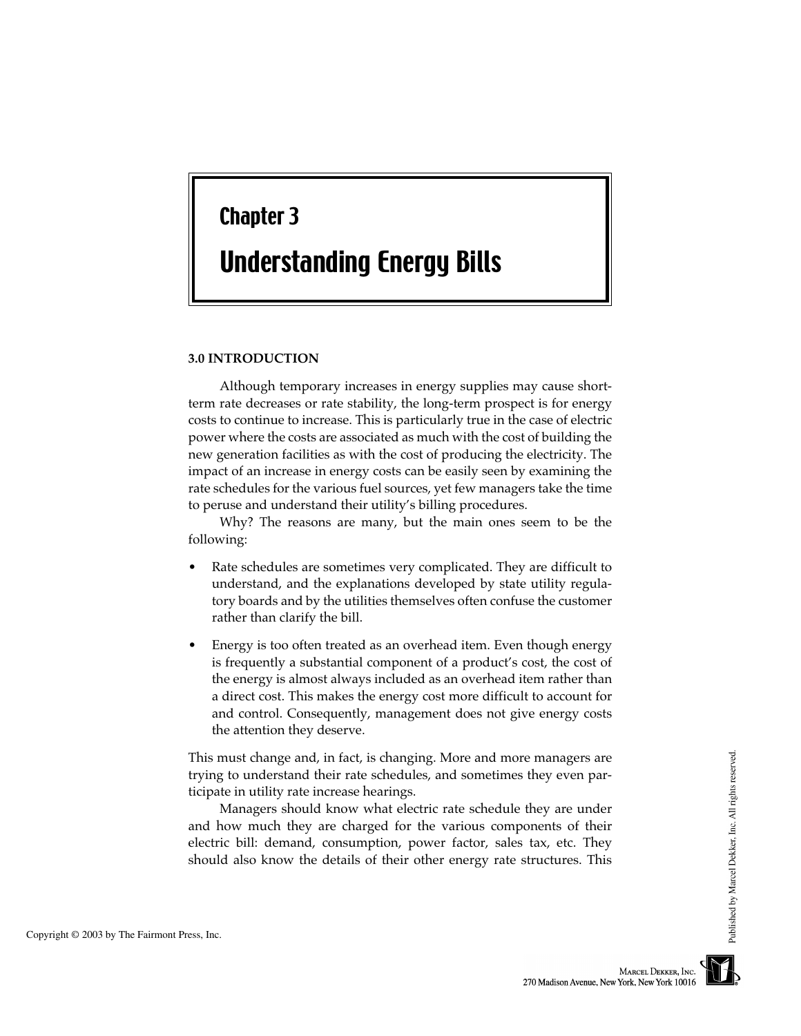# Chapter 3

# Understanding Energy Bills

## 3.0 INTRODUCTION

Although temporary increases in energy supplies may cause short-term rate decreases or rate stability, the long-term prospect is for energy costs to continue to increase. This is particularly true in the case of electric power where the costs are associated as much with the cost of building the new generation facilities as with the cost of producing the electricity. The impact of an increase in energy costs can be easily seen by examining the rate schedules for the various fuel sources, yet few managers take the time to peruse and understand their utility's billing procedures.

Why? The reasons are many, but the main ones seem to be the following:

- Rate schedules are sometimes very complicated. They are difficult to understand, and the explanations developed by state utility regulatory boards and by the utilities themselves often confuse the customer rather than clarify the bill.
- Energy is too often treated as an overhead item. Even though energy is frequently a substantial component of a product's cost, the cost of the energy is almost always included as an overhead item rather than a direct cost. This makes the energy cost more difficult to account for and control. Consequently, management does not give energy costs the attention they deserve.

This must change and, in fact, is changing. More and more managers are trying to understand their rate schedules, and sometimes they even participate in utility rate increase hearings.

Managers should know what electric rate schedule they are under and how much they are charged for the various components of their electric bill: demand, consumption, power factor, sales tax, etc. They should also know the details of their other energy rate structures. This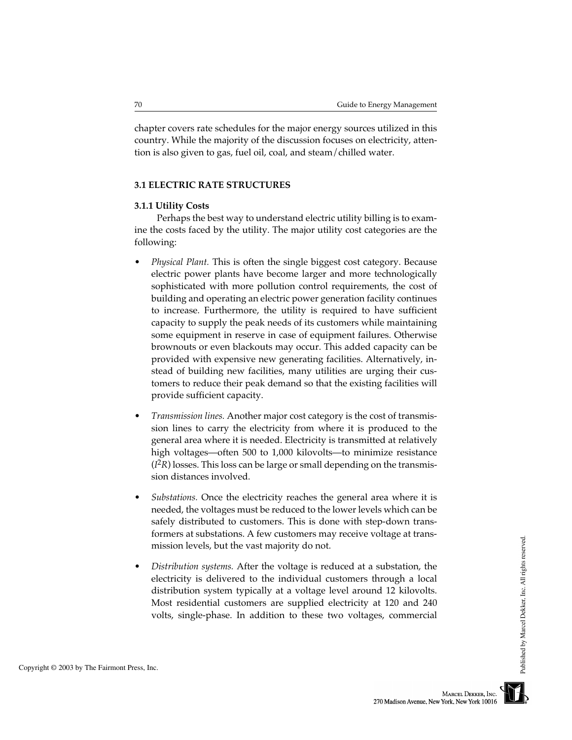chapter covers rate schedules for the major energy sources utilized in this country. While the majority of the discussion focuses on electricity, attention is also given to gas, fuel oil, coal, and steam/chilled water.

## 3.1 ELECTRIC RATE STRUCTURES

### 3.1.1 Utility Costs

Perhaps the best way to understand electric utility billing is to examine the costs faced by the utility. The major utility cost categories are the following:

- *Physical Plant.* This is often the single biggest cost category. Because electric power plants have become larger and more technologically sophisticated with more pollution control requirements, the cost of building and operating an electric power generation facility continues to increase. Furthermore, the utility is required to have sufficient capacity to supply the peak needs of its customers while maintaining some equipment in reserve in case of equipment failures. Otherwise brownouts or even blackouts may occur. This added capacity can be provided with expensive new generating facilities. Alternatively, instead of building new facilities, many utilities are urging their customers to reduce their peak demand so that the existing facilities will provide sufficient capacity.

- *Transmission lines.* Another major cost category is the cost of transmission lines to carry the electricity from where it is produced to the general area where it is needed. Electricity is transmitted at relatively high voltages—often 500 to 1,000 kilovolts—to minimize resistance ($I^2R$) losses. This loss can be large or small depending on the transmission distances involved.

- *Substations.* Once the electricity reaches the general area where it is needed, the voltages must be reduced to the lower levels which can be safely distributed to customers. This is done with step-down transformers at substations. A few customers may receive voltage at transmission levels, but the vast majority do not.

- *Distribution systems.* After the voltage is reduced at a substation, the electricity is delivered to the individual customers through a local distribution system typically at a voltage level around 12 kilovolts. Most residential customers are supplied electricity at 120 and 240 volts, single-phase. In addition to these two voltages, commercial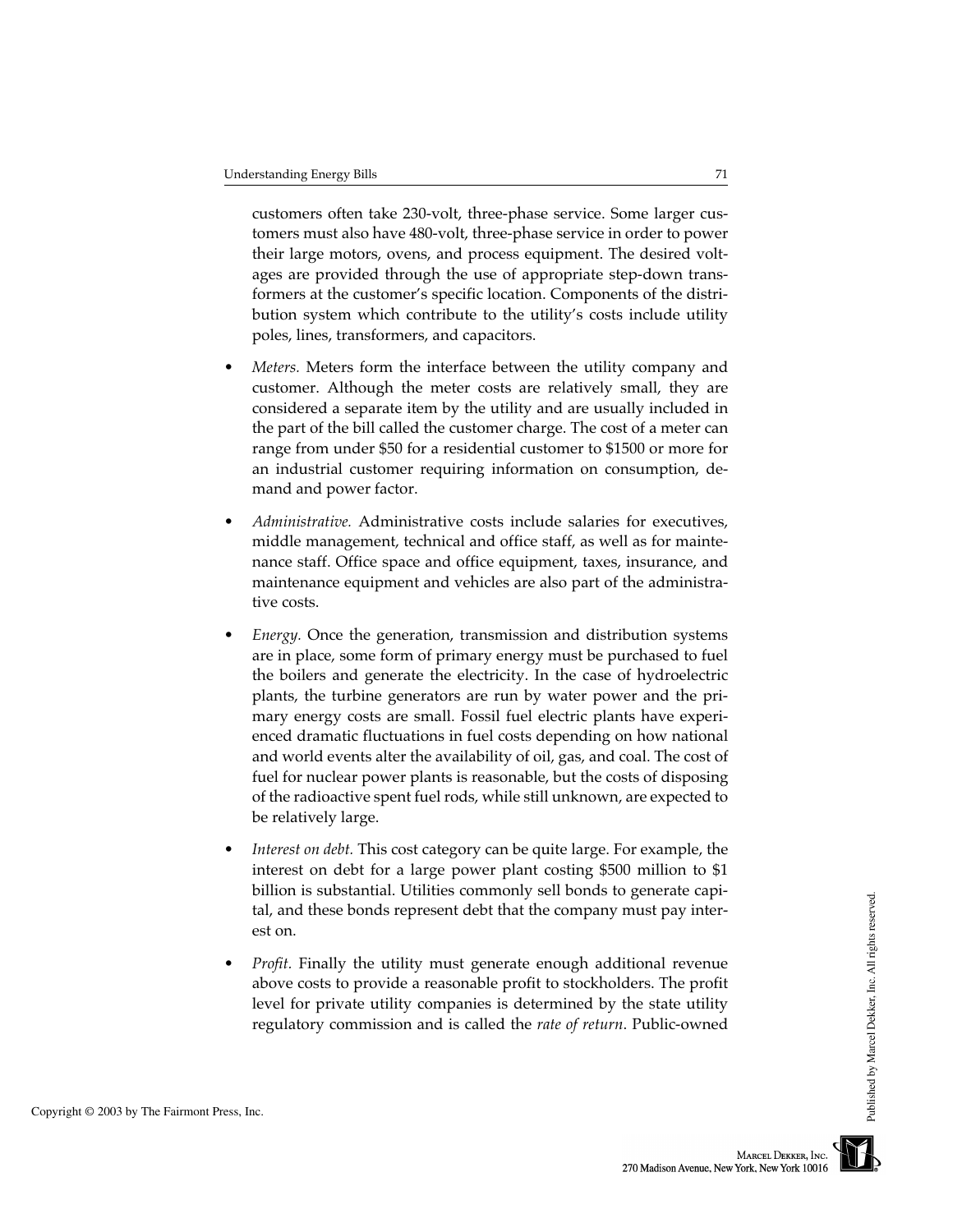customers often take 230-volt, three-phase service. Some larger customers must also have 480-volt, three-phase service in order to power their large motors, ovens, and process equipment. The desired voltages are provided through the use of appropriate step-down transformers at the customer's specific location. Components of the distribution system which contribute to the utility's costs include utility poles, lines, transformers, and capacitors.

- *Meters.* Meters form the interface between the utility company and customer. Although the meter costs are relatively small, they are considered a separate item by the utility and are usually included in the part of the bill called the customer charge. The cost of a meter can range from under $50 for a residential customer to $1500 or more for an industrial customer requiring information on consumption, demand and power factor.

- *Administrative.* Administrative costs include salaries for executives, middle management, technical and office staff, as well as for maintenance staff. Office space and office equipment, taxes, insurance, and maintenance equipment and vehicles are also part of the administrative costs.

- *Energy.* Once the generation, transmission and distribution systems are in place, some form of primary energy must be purchased to fuel the boilers and generate the electricity. In the case of hydroelectric plants, the turbine generators are run by water power and the primary energy costs are small. Fossil fuel electric plants have experienced dramatic fluctuations in fuel costs depending on how national and world events alter the availability of oil, gas, and coal. The cost of fuel for nuclear power plants is reasonable, but the costs of disposing of the radioactive spent fuel rods, while still unknown, are expected to be relatively large.

- *Interest on debt.* This cost category can be quite large. For example, the interest on debt for a large power plant costing $500 million to $1 billion is substantial. Utilities commonly sell bonds to generate capital, and these bonds represent debt that the company must pay interest on.

- *Profit.* Finally the utility must generate enough additional revenue above costs to provide a reasonable profit to stockholders. The profit level for private utility companies is determined by the state utility regulatory commission and is called the *rate of return*. Public-owned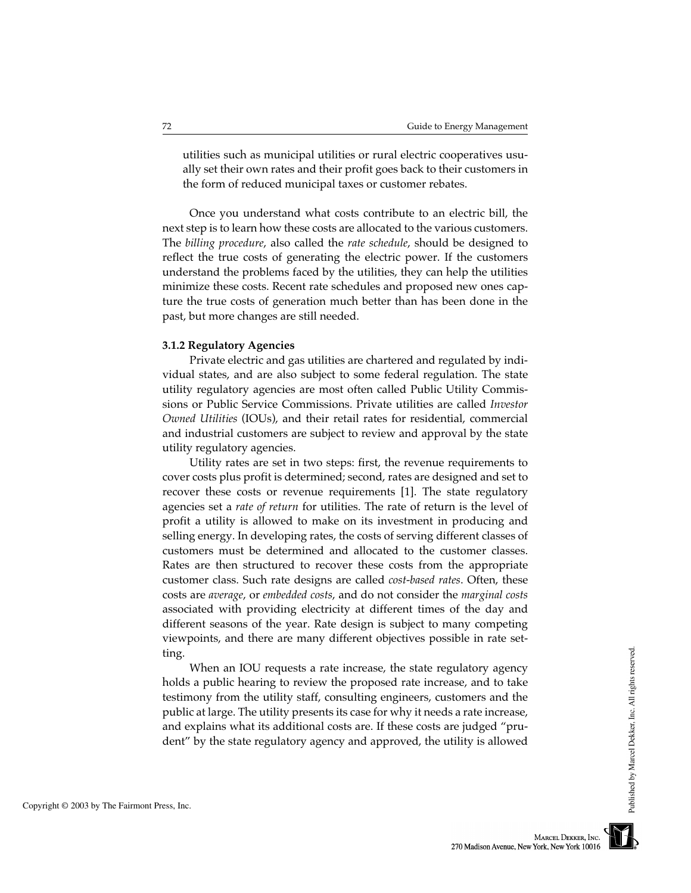utilities such as municipal utilities or rural electric cooperatives usually set their own rates and their profit goes back to their customers in the form of reduced municipal taxes or customer rebates.

Once you understand what costs contribute to an electric bill, the next step is to learn how these costs are allocated to the various customers. The *billing procedure*, also called the *rate schedule*, should be designed to reflect the true costs of generating the electric power. If the customers understand the problems faced by the utilities, they can help the utilities minimize these costs. Recent rate schedules and proposed new ones capture the true costs of generation much better than has been done in the past, but more changes are still needed.

### 3.1.2 Regulatory Agencies

Private electric and gas utilities are chartered and regulated by individual states, and are also subject to some federal regulation. The state utility regulatory agencies are most often called Public Utility Commissions or Public Service Commissions. Private utilities are called *Investor Owned Utilities* (IOUs), and their retail rates for residential, commercial and industrial customers are subject to review and approval by the state utility regulatory agencies.

Utility rates are set in two steps: first, the revenue requirements to cover costs plus profit is determined; second, rates are designed and set to recover these costs or revenue requirements [1]. The state regulatory agencies set a *rate of return* for utilities. The rate of return is the level of profit a utility is allowed to make on its investment in producing and selling energy. In developing rates, the costs of serving different classes of customers must be determined and allocated to the customer classes. Rates are then structured to recover these costs from the appropriate customer class. Such rate designs are called *cost-based rates*. Often, these costs are *average*, or *embedded costs*, and do not consider the *marginal costs* associated with providing electricity at different times of the day and different seasons of the year. Rate design is subject to many competing viewpoints, and there are many different objectives possible in rate setting.

When an IOU requests a rate increase, the state regulatory agency holds a public hearing to review the proposed rate increase, and to take testimony from the utility staff, consulting engineers, customers and the public at large. The utility presents its case for why it needs a rate increase, and explains what its additional costs are. If these costs are judged "prudent" by the state regulatory agency and approved, the utility is allowed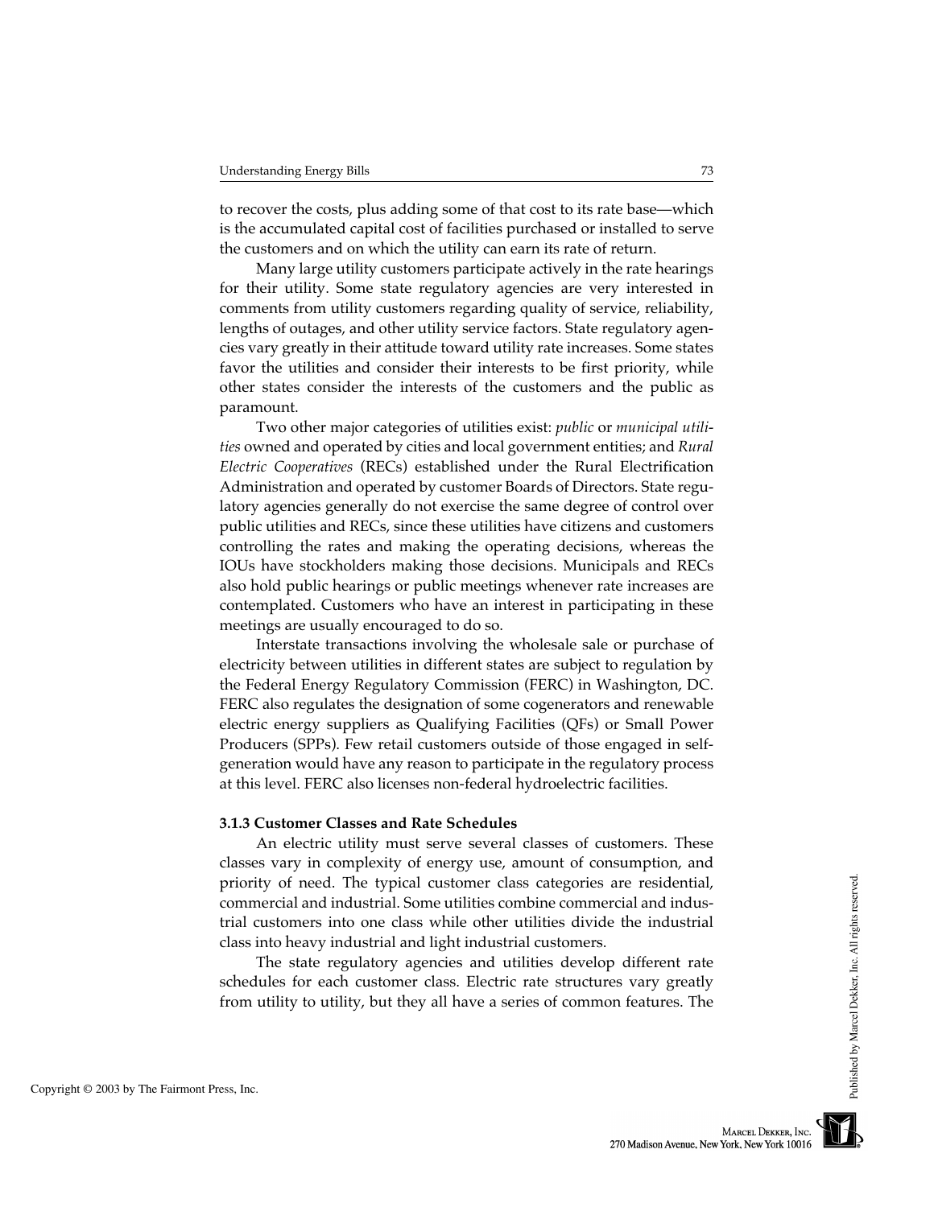to recover the costs, plus adding some of that cost to its rate base—which is the accumulated capital cost of facilities purchased or installed to serve the customers and on which the utility can earn its rate of return.

Many large utility customers participate actively in the rate hearings for their utility. Some state regulatory agencies are very interested in comments from utility customers regarding quality of service, reliability, lengths of outages, and other utility service factors. State regulatory agencies vary greatly in their attitude toward utility rate increases. Some states favor the utilities and consider their interests to be first priority, while other states consider the interests of the customers and the public as paramount.

Two other major categories of utilities exist: *public* or *municipal utilities* owned and operated by cities and local government entities; and *Rural Electric Cooperatives* (RECs) established under the Rural Electrification Administration and operated by customer Boards of Directors. State regulatory agencies generally do not exercise the same degree of control over public utilities and RECs, since these utilities have citizens and customers controlling the rates and making the operating decisions, whereas the IOUs have stockholders making those decisions. Municipals and RECs also hold public hearings or public meetings whenever rate increases are contemplated. Customers who have an interest in participating in these meetings are usually encouraged to do so.

Interstate transactions involving the wholesale sale or purchase of electricity between utilities in different states are subject to regulation by the Federal Energy Regulatory Commission (FERC) in Washington, DC. FERC also regulates the designation of some cogenerators and renewable electric energy suppliers as Qualifying Facilities (QFs) or Small Power Producers (SPPs). Few retail customers outside of those engaged in self-generation would have any reason to participate in the regulatory process at this level. FERC also licenses non-federal hydroelectric facilities.

### 3.1.3 Customer Classes and Rate Schedules

An electric utility must serve several classes of customers. These classes vary in complexity of energy use, amount of consumption, and priority of need. The typical customer class categories are residential, commercial and industrial. Some utilities combine commercial and industrial customers into one class while other utilities divide the industrial class into heavy industrial and light industrial customers.

The state regulatory agencies and utilities develop different rate schedules for each customer class. Electric rate structures vary greatly from utility to utility, but they all have a series of common features. The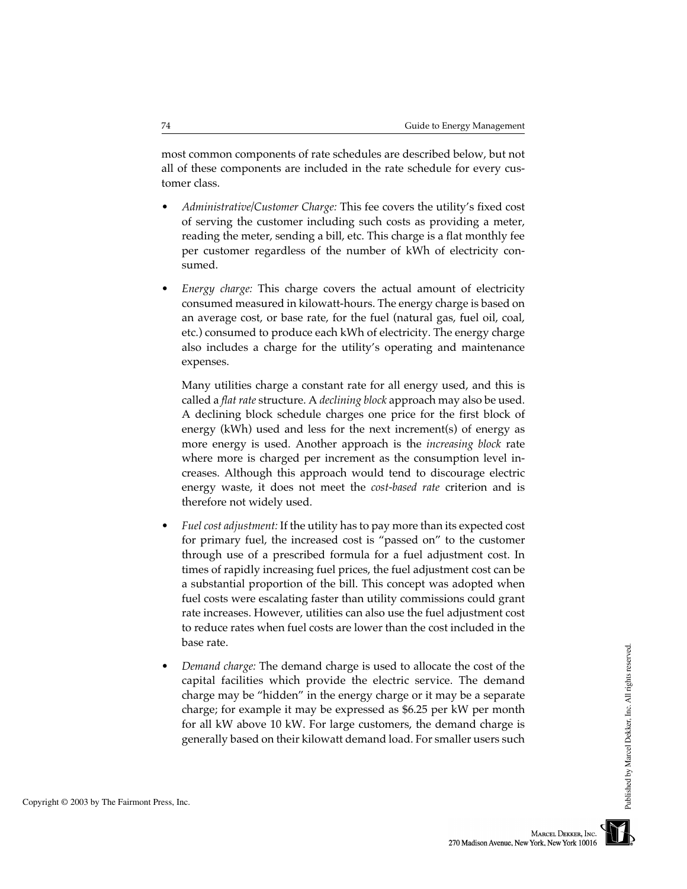most common components of rate schedules are described below, but not all of these components are included in the rate schedule for every customer class.

- *Administrative/Customer Charge:* This fee covers the utility's fixed cost of serving the customer including such costs as providing a meter, reading the meter, sending a bill, etc. This charge is a flat monthly fee per customer regardless of the number of kWh of electricity consumed.

- *Energy charge:* This charge covers the actual amount of electricity consumed measured in kilowatt-hours. The energy charge is based on an average cost, or base rate, for the fuel (natural gas, fuel oil, coal, etc.) consumed to produce each kWh of electricity. The energy charge also includes a charge for the utility's operating and maintenance expenses.

  Many utilities charge a constant rate for all energy used, and this is called a *flat rate* structure. A *declining block* approach may also be used. A declining block schedule charges one price for the first block of energy (kWh) used and less for the next increment(s) of energy as more energy is used. Another approach is the *increasing block* rate where more is charged per increment as the consumption level increases. Although this approach would tend to discourage electric energy waste, it does not meet the *cost-based rate* criterion and is therefore not widely used.

- *Fuel cost adjustment:* If the utility has to pay more than its expected cost for primary fuel, the increased cost is "passed on" to the customer through use of a prescribed formula for a fuel adjustment cost. In times of rapidly increasing fuel prices, the fuel adjustment cost can be a substantial proportion of the bill. This concept was adopted when fuel costs were escalating faster than utility commissions could grant rate increases. However, utilities can also use the fuel adjustment cost to reduce rates when fuel costs are lower than the cost included in the base rate.

- *Demand charge:* The demand charge is used to allocate the cost of the capital facilities which provide the electric service. The demand charge may be "hidden" in the energy charge or it may be a separate charge; for example it may be expressed as $6.25 per kW per month for all kW above 10 kW. For large customers, the demand charge is generally based on their kilowatt demand load. For smaller users such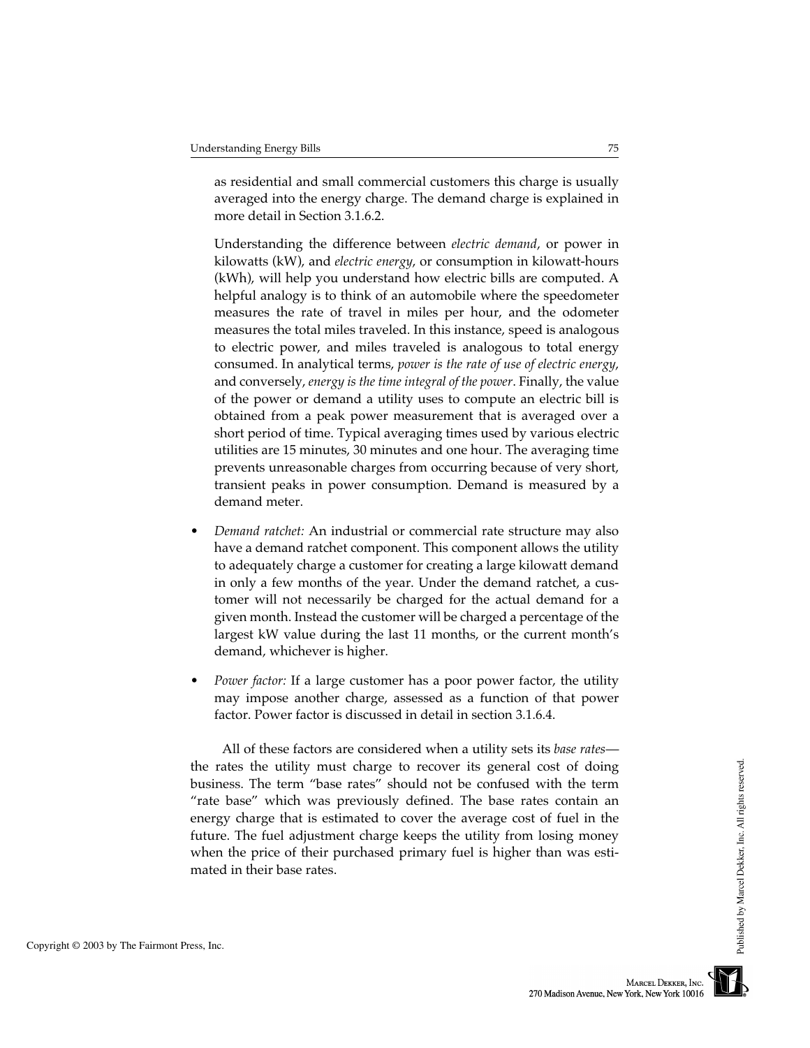as residential and small commercial customers this charge is usually averaged into the energy charge. The demand charge is explained in more detail in Section 3.1.6.2.

Understanding the difference between *electric demand*, or power in kilowatts (kW), and *electric energy*, or consumption in kilowatt-hours (kWh), will help you understand how electric bills are computed. A helpful analogy is to think of an automobile where the speedometer measures the rate of travel in miles per hour, and the odometer measures the total miles traveled. In this instance, speed is analogous to electric power, and miles traveled is analogous to total energy consumed. In analytical terms, *power is the rate of use of electric energy*, and conversely, *energy is the time integral of the power*. Finally, the value of the power or demand a utility uses to compute an electric bill is obtained from a peak power measurement that is averaged over a short period of time. Typical averaging times used by various electric utilities are 15 minutes, 30 minutes and one hour. The averaging time prevents unreasonable charges from occurring because of very short, transient peaks in power consumption. Demand is measured by a demand meter.

- *Demand ratchet:* An industrial or commercial rate structure may also have a demand ratchet component. This component allows the utility to adequately charge a customer for creating a large kilowatt demand in only a few months of the year. Under the demand ratchet, a customer will not necessarily be charged for the actual demand for a given month. Instead the customer will be charged a percentage of the largest kW value during the last 11 months, or the current month's demand, whichever is higher.

- *Power factor:* If a large customer has a poor power factor, the utility may impose another charge, assessed as a function of that power factor. Power factor is discussed in detail in section 3.1.6.4.

All of these factors are considered when a utility sets its *base rates*—the rates the utility must charge to recover its general cost of doing business. The term "base rates" should not be confused with the term "rate base" which was previously defined. The base rates contain an energy charge that is estimated to cover the average cost of fuel in the future. The fuel adjustment charge keeps the utility from losing money when the price of their purchased primary fuel is higher than was estimated in their base rates.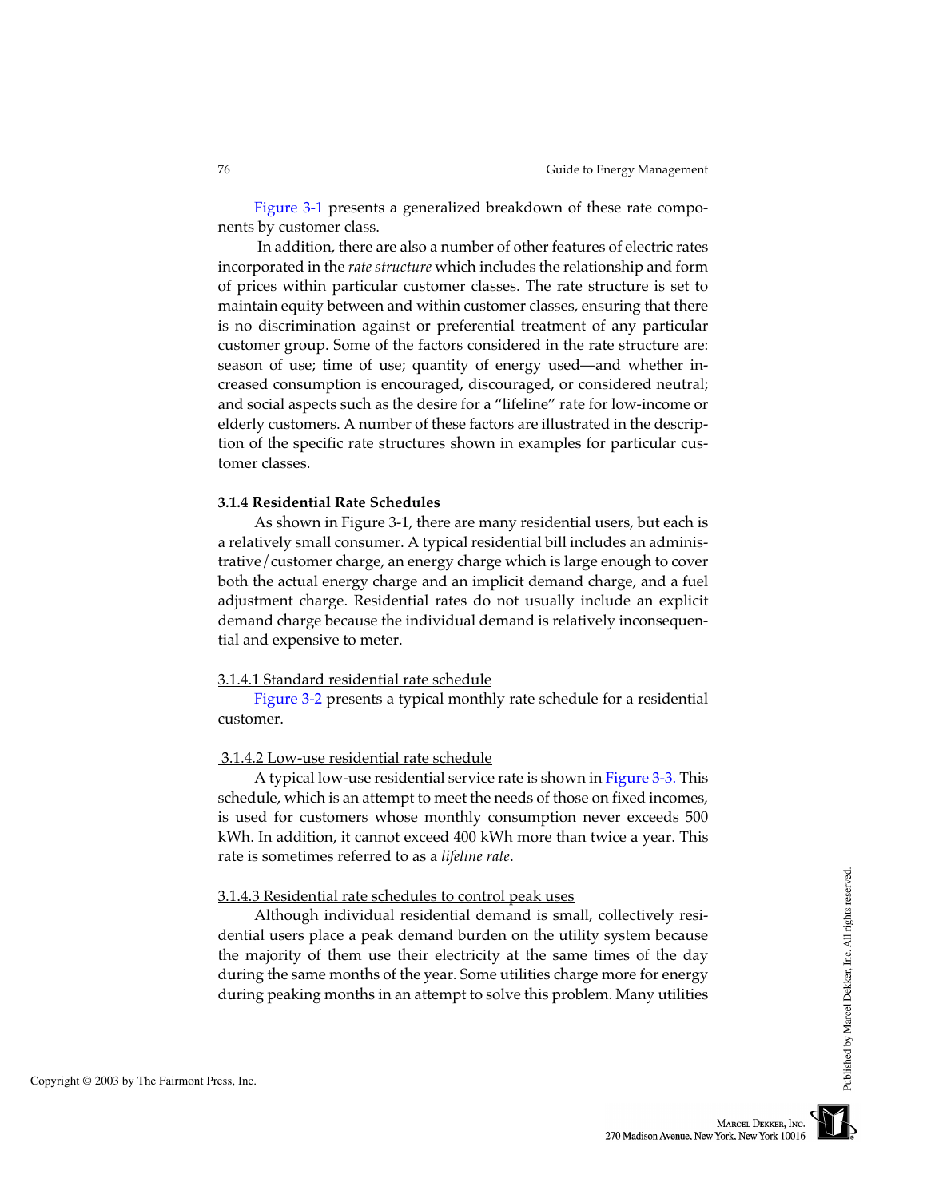Figure 3-1 presents a generalized breakdown of these rate components by customer class.

In addition, there are also a number of other features of electric rates incorporated in the *rate structure* which includes the relationship and form of prices within particular customer classes. The rate structure is set to maintain equity between and within customer classes, ensuring that there is no discrimination against or preferential treatment of any particular customer group. Some of the factors considered in the rate structure are: season of use; time of use; quantity of energy used—and whether increased consumption is encouraged, discouraged, or considered neutral; and social aspects such as the desire for a "lifeline" rate for low-income or elderly customers. A number of these factors are illustrated in the description of the specific rate structures shown in examples for particular customer classes.

### 3.1.4 Residential Rate Schedules

As shown in Figure 3-1, there are many residential users, but each is a relatively small consumer. A typical residential bill includes an administrative/customer charge, an energy charge which is large enough to cover both the actual energy charge and an implicit demand charge, and a fuel adjustment charge. Residential rates do not usually include an explicit demand charge because the individual demand is relatively inconsequential and expensive to meter.

#### 3.1.4.1 Standard residential rate schedule

Figure 3-2 presents a typical monthly rate schedule for a residential customer.

#### 3.1.4.2 Low-use residential rate schedule

A typical low-use residential service rate is shown in Figure 3-3. This schedule, which is an attempt to meet the needs of those on fixed incomes, is used for customers whose monthly consumption never exceeds 500 kWh. In addition, it cannot exceed 400 kWh more than twice a year. This rate is sometimes referred to as a *lifeline rate*.

#### 3.1.4.3 Residential rate schedules to control peak uses

Although individual residential demand is small, collectively residential users place a peak demand burden on the utility system because the majority of them use their electricity at the same times of the day during the same months of the year. Some utilities charge more for energy during peaking months in an attempt to solve this problem. Many utilities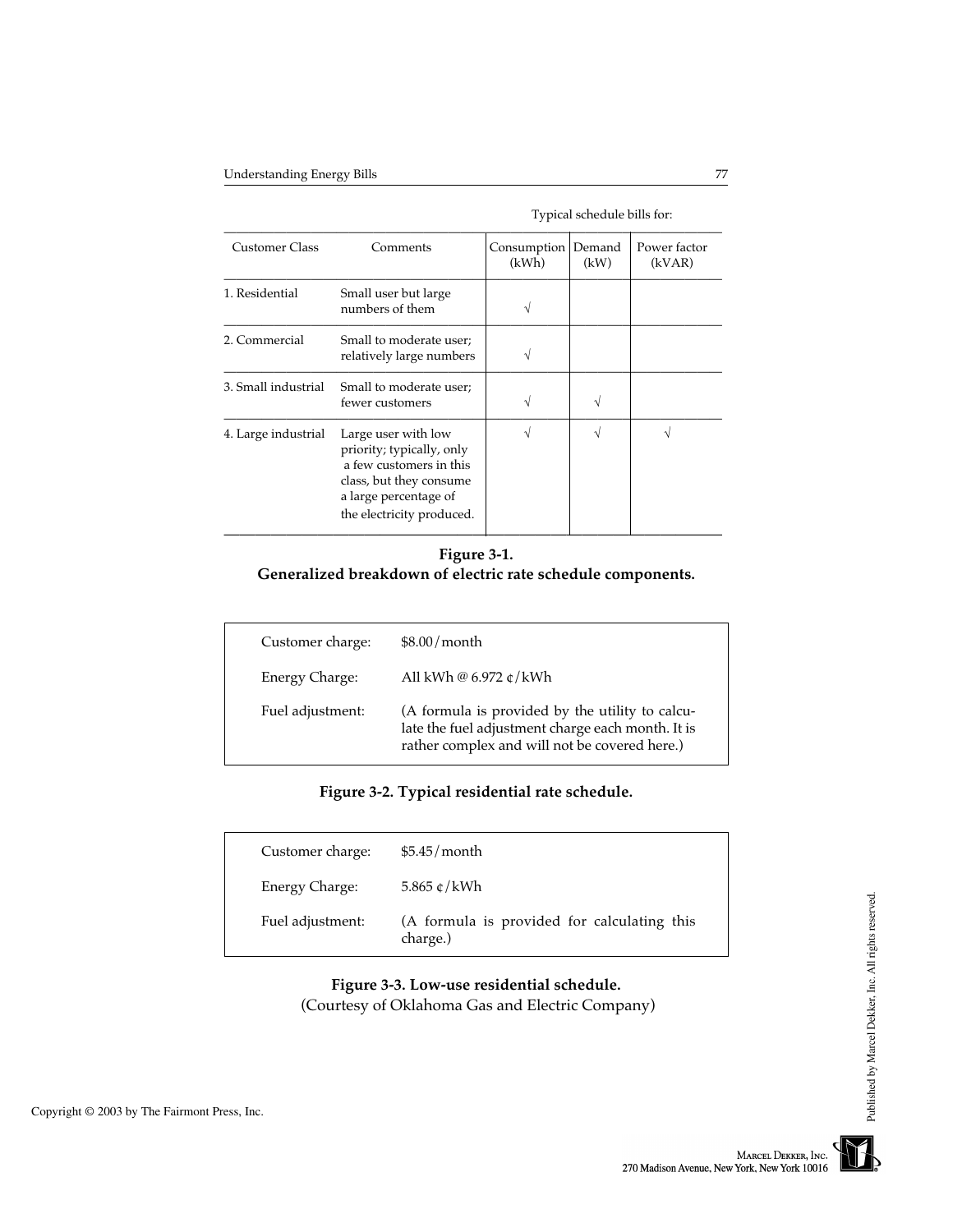| | | Typical schedule bills for: | | |
|---|---|---|---|---|
| Customer Class | Comments | Consumption (kWh) | Demand (kW) | Power factor (kVAR) |
| 1. Residential | Small user but large numbers of them | √ | | |
| 2. Commercial | Small to moderate user; relatively large numbers | √ | | |
| 3. Small industrial | Small to moderate user; fewer customers | √ | √ | |
| 4. Large industrial | Large user with low priority; typically, only a few customers in this class, but they consume a large percentage of the electricity produced. | √ | √ | √ |

**Figure 3-1.**
**Generalized breakdown of electric rate schedule components.**

| | |
|---|---|
| Customer charge: | $8.00/month |
| Energy Charge: | All kWh @ 6.972 ¢/kWh |
| Fuel adjustment: | (A formula is provided by the utility to calculate the fuel adjustment charge each month. It is rather complex and will not be covered here.) |

**Figure 3-2. Typical residential rate schedule.**

| | |
|---|---|
| Customer charge: | $5.45/month |
| Energy Charge: | 5.865 ¢/kWh |
| Fuel adjustment: | (A formula is provided for calculating this charge.) |

**Figure 3-3. Low-use residential schedule.**
(Courtesy of Oklahoma Gas and Electric Company)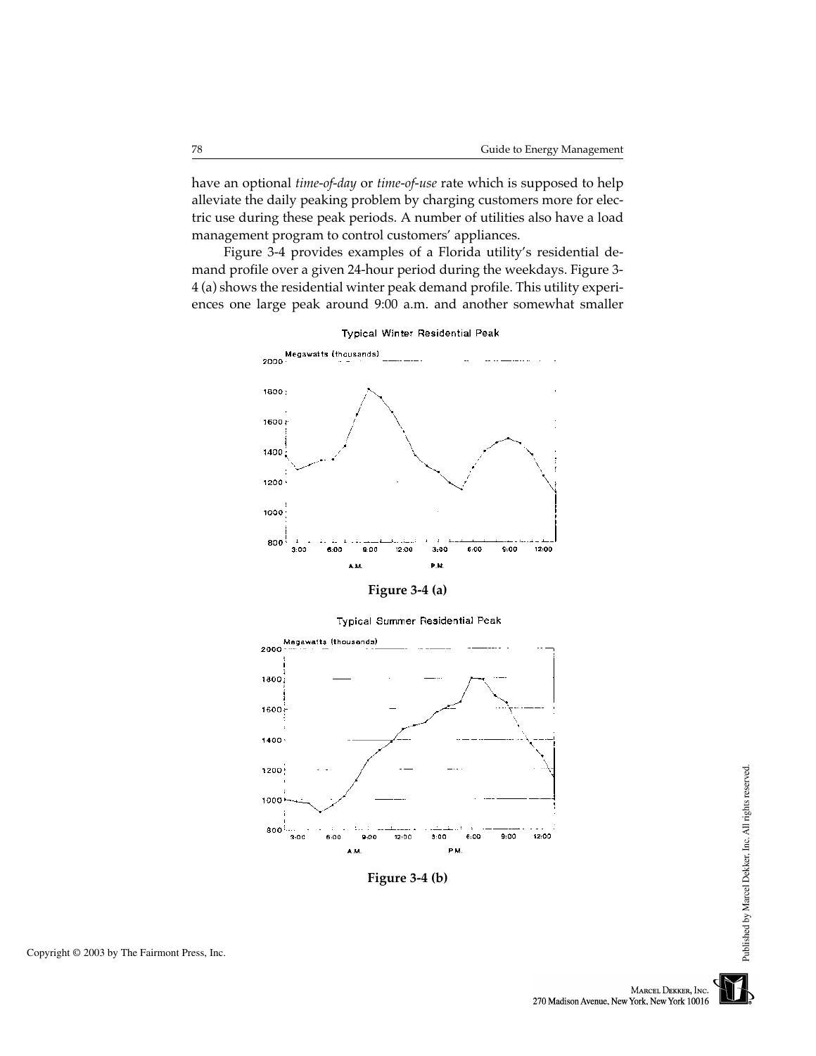have an optional *time-of-day* or *time-of-use* rate which is supposed to help alleviate the daily peaking problem by charging customers more for electric use during these peak periods. A number of utilities also have a load management program to control customers' appliances.

Figure 3-4 provides examples of a Florida utility's residential demand profile over a given 24-hour period during the weekdays. Figure 3-4 (a) shows the residential winter peak demand profile. This utility experiences one large peak around 9:00 a.m. and another somewhat smaller

Typical Winter Residential Peak

Megawatts (thousands)

2000
1800
1600
1400
1200
1000
800

3:00 6:00 9:00 12:00 3:00 6:00 9:00 12:00

A.M. P.M.

**Figure 3-4 (a)**

Typical Summer Residential Peak

Megawatts (thousands)

2000
1800
1600
1400
1200
1000
800

3:00 6:00 9:00 12:00 3:00 6:00 9:00 12:00

A.M. P.M.

**Figure 3-4 (b)**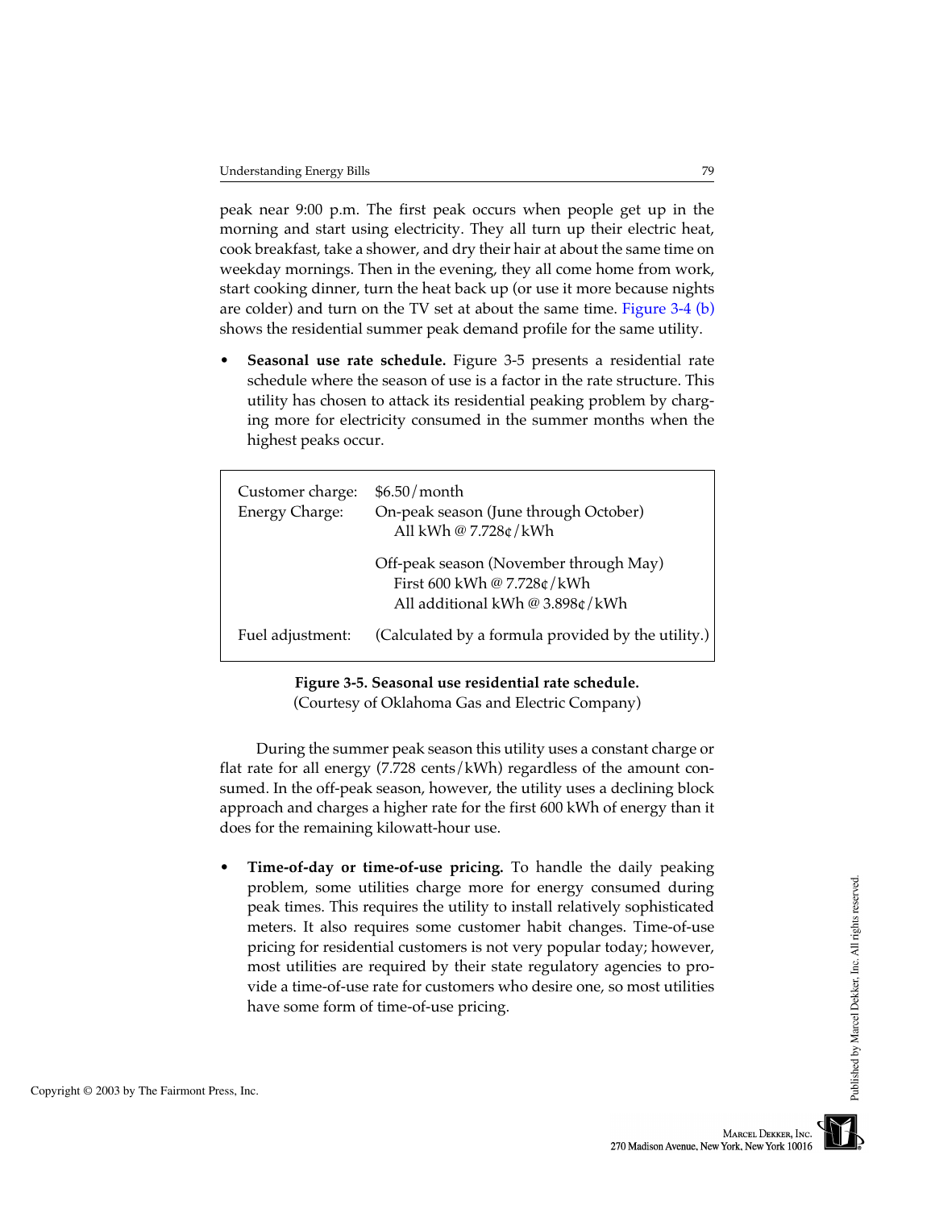peak near 9:00 p.m. The first peak occurs when people get up in the morning and start using electricity. They all turn up their electric heat, cook breakfast, take a shower, and dry their hair at about the same time on weekday mornings. Then in the evening, they all come home from work, start cooking dinner, turn the heat back up (or use it more because nights are colder) and turn on the TV set at about the same time. Figure 3-4 (b) shows the residential summer peak demand profile for the same utility.

- **Seasonal use rate schedule.** Figure 3-5 presents a residential rate schedule where the season of use is a factor in the rate structure. This utility has chosen to attack its residential peaking problem by charging more for electricity consumed in the summer months when the highest peaks occur.

| | |
|---|---|
| Customer charge: | $6.50/month |
| Energy Charge: | On-peak season (June through October)<br>All kWh @ 7.728¢/kWh |
| | Off-peak season (November through May)<br>First 600 kWh @ 7.728¢/kWh<br>All additional kWh @ 3.898¢/kWh |
| Fuel adjustment: | (Calculated by a formula provided by the utility.) |

**Figure 3-5. Seasonal use residential rate schedule.**
(Courtesy of Oklahoma Gas and Electric Company)

During the summer peak season this utility uses a constant charge or flat rate for all energy (7.728 cents/kWh) regardless of the amount consumed. In the off-peak season, however, the utility uses a declining block approach and charges a higher rate for the first 600 kWh of energy than it does for the remaining kilowatt-hour use.

- **Time-of-day or time-of-use pricing.** To handle the daily peaking problem, some utilities charge more for energy consumed during peak times. This requires the utility to install relatively sophisticated meters. It also requires some customer habit changes. Time-of-use pricing for residential customers is not very popular today; however, most utilities are required by their state regulatory agencies to provide a time-of-use rate for customers who desire one, so most utilities have some form of time-of-use pricing.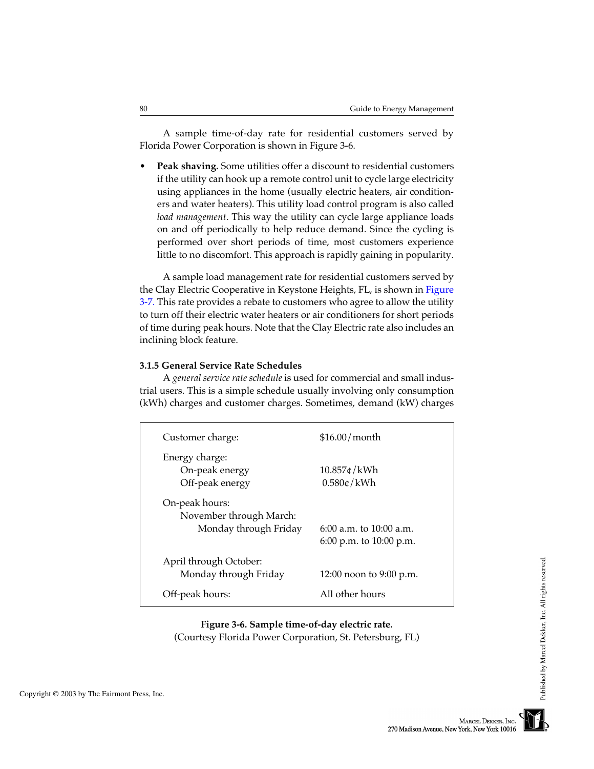A sample time-of-day rate for residential customers served by Florida Power Corporation is shown in Figure 3-6.

- **Peak shaving.** Some utilities offer a discount to residential customers if the utility can hook up a remote control unit to cycle large electricity using appliances in the home (usually electric heaters, air conditioners and water heaters). This utility load control program is also called *load management*. This way the utility can cycle large appliance loads on and off periodically to help reduce demand. Since the cycling is performed over short periods of time, most customers experience little to no discomfort. This approach is rapidly gaining in popularity.

A sample load management rate for residential customers served by the Clay Electric Cooperative in Keystone Heights, FL, is shown in Figure 3-7. This rate provides a rebate to customers who agree to allow the utility to turn off their electric water heaters or air conditioners for short periods of time during peak hours. Note that the Clay Electric rate also includes an inclining block feature.

### 3.1.5 General Service Rate Schedules

A *general service rate schedule* is used for commercial and small industrial users. This is a simple schedule usually involving only consumption (kWh) charges and customer charges. Sometimes, demand (kW) charges

| | |
|---|---|
| Customer charge: | \$16.00/month |
| Energy charge: | |
| On-peak energy | 10.857¢/kWh |
| Off-peak energy | 0.580¢/kWh |
| On-peak hours: | |
| November through March: | |
| Monday through Friday | 6:00 a.m. to 10:00 a.m.<br>6:00 p.m. to 10:00 p.m. |
| April through October: | |
| Monday through Friday | 12:00 noon to 9:00 p.m. |
| Off-peak hours: | All other hours |

**Figure 3-6. Sample time-of-day electric rate.**
(Courtesy Florida Power Corporation, St. Petersburg, FL)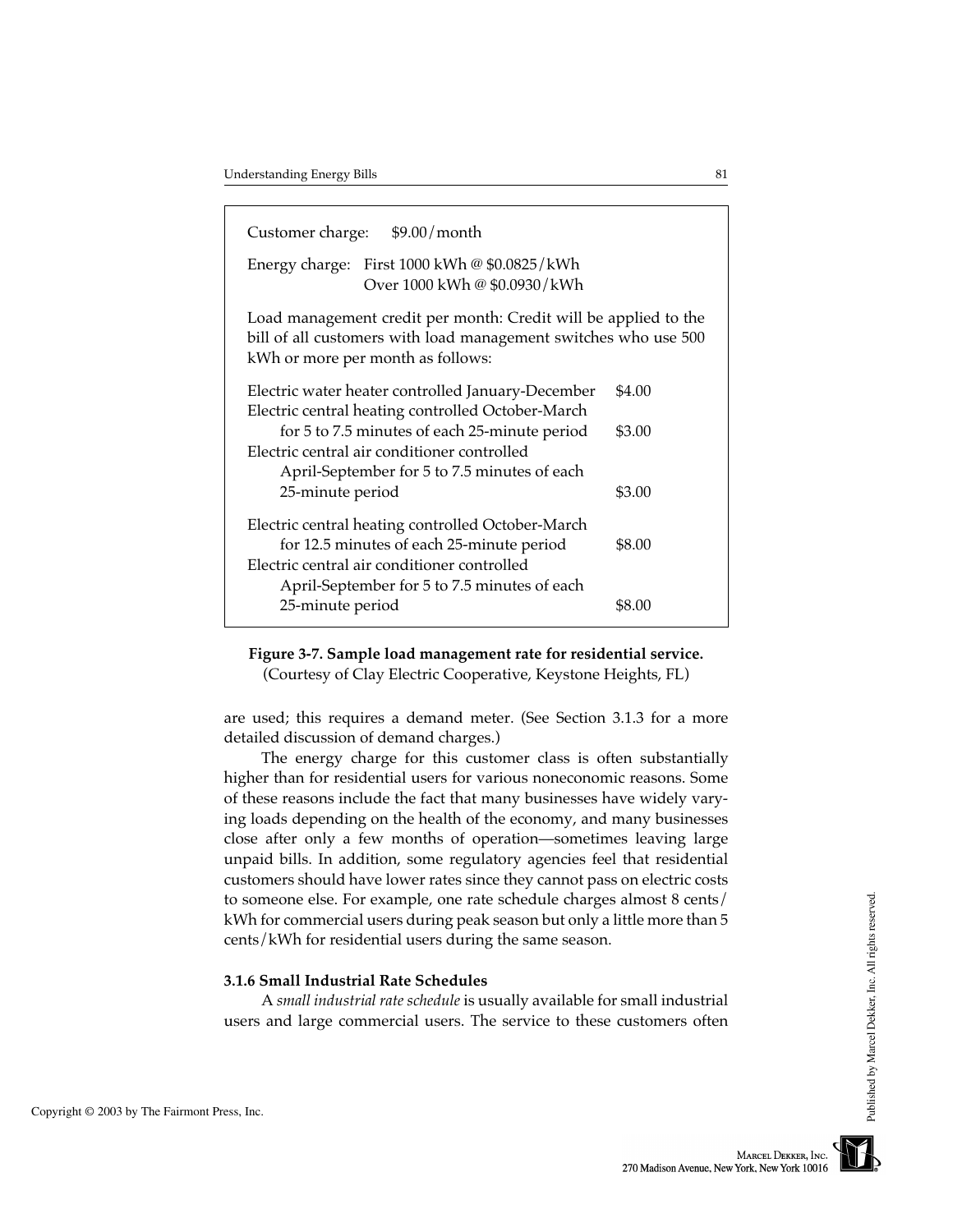Customer charge: $9.00/month

Energy charge: First 1000 kWh @ $0.0825/kWh
Over 1000 kWh @ $0.0930/kWh

Load management credit per month: Credit will be applied to the bill of all customers with load management switches who use 500 kWh or more per month as follows:

| | |
|---|---|
| Electric water heater controlled January-December | $4.00 |
| Electric central heating controlled October-March for 5 to 7.5 minutes of each 25-minute period | $3.00 |
| Electric central air conditioner controlled April-September for 5 to 7.5 minutes of each 25-minute period | $3.00 |
| Electric central heating controlled October-March for 12.5 minutes of each 25-minute period | $8.00 |
| Electric central air conditioner controlled April-September for 5 to 7.5 minutes of each 25-minute period | $8.00 |

**Figure 3-7. Sample load management rate for residential service.**
(Courtesy of Clay Electric Cooperative, Keystone Heights, FL)

are used; this requires a demand meter. (See Section 3.1.3 for a more detailed discussion of demand charges.)

The energy charge for this customer class is often substantially higher than for residential users for various noneconomic reasons. Some of these reasons include the fact that many businesses have widely varying loads depending on the health of the economy, and many businesses close after only a few months of operation—sometimes leaving large unpaid bills. In addition, some regulatory agencies feel that residential customers should have lower rates since they cannot pass on electric costs to someone else. For example, one rate schedule charges almost 8 cents/kWh for commercial users during peak season but only a little more than 5 cents/kWh for residential users during the same season.

### 3.1.6 Small Industrial Rate Schedules

A *small industrial rate schedule* is usually available for small industrial users and large commercial users. The service to these customers often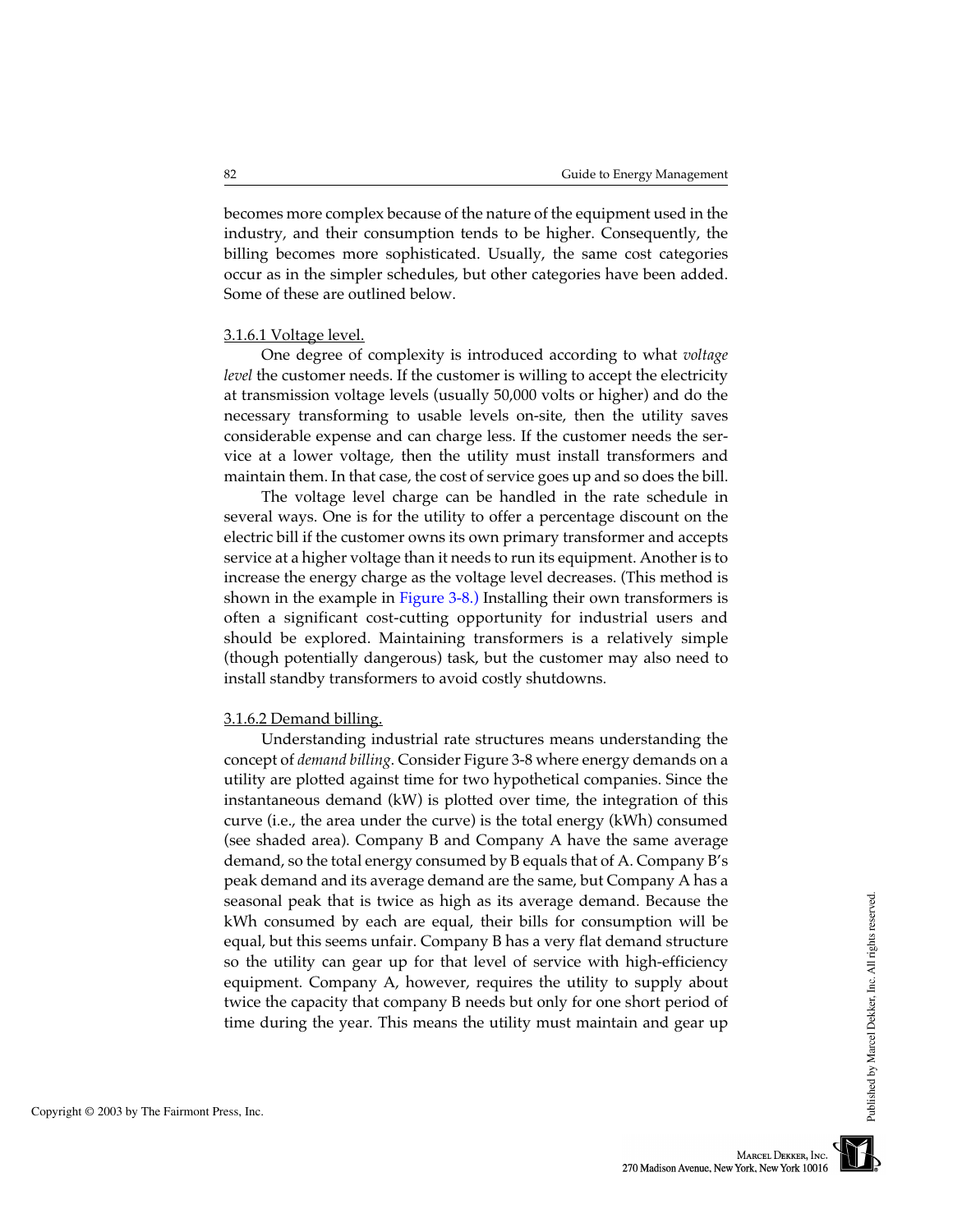becomes more complex because of the nature of the equipment used in the industry, and their consumption tends to be higher. Consequently, the billing becomes more sophisticated. Usually, the same cost categories occur as in the simpler schedules, but other categories have been added. Some of these are outlined below.

#### 3.1.6.1 Voltage level.

One degree of complexity is introduced according to what *voltage level* the customer needs. If the customer is willing to accept the electricity at transmission voltage levels (usually 50,000 volts or higher) and do the necessary transforming to usable levels on-site, then the utility saves considerable expense and can charge less. If the customer needs the service at a lower voltage, then the utility must install transformers and maintain them. In that case, the cost of service goes up and so does the bill.

The voltage level charge can be handled in the rate schedule in several ways. One is for the utility to offer a percentage discount on the electric bill if the customer owns its own primary transformer and accepts service at a higher voltage than it needs to run its equipment. Another is to increase the energy charge as the voltage level decreases. (This method is shown in the example in Figure 3-8.) Installing their own transformers is often a significant cost-cutting opportunity for industrial users and should be explored. Maintaining transformers is a relatively simple (though potentially dangerous) task, but the customer may also need to install standby transformers to avoid costly shutdowns.

#### 3.1.6.2 Demand billing.

Understanding industrial rate structures means understanding the concept of *demand billing*. Consider Figure 3-8 where energy demands on a utility are plotted against time for two hypothetical companies. Since the instantaneous demand (kW) is plotted over time, the integration of this curve (i.e., the area under the curve) is the total energy (kWh) consumed (see shaded area). Company B and Company A have the same average demand, so the total energy consumed by B equals that of A. Company B's peak demand and its average demand are the same, but Company A has a seasonal peak that is twice as high as its average demand. Because the kWh consumed by each are equal, their bills for consumption will be equal, but this seems unfair. Company B has a very flat demand structure so the utility can gear up for that level of service with high-efficiency equipment. Company A, however, requires the utility to supply about twice the capacity that company B needs but only for one short period of time during the year. This means the utility must maintain and gear up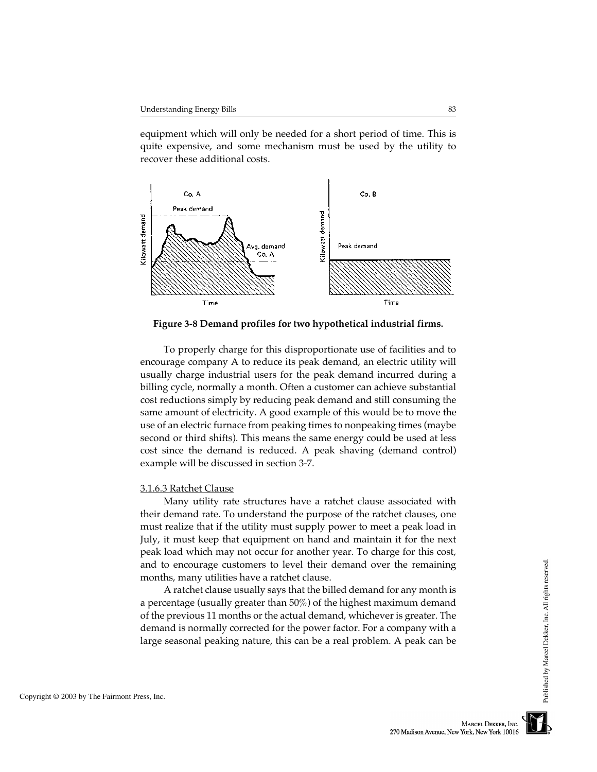equipment which will only be needed for a short period of time. This is quite expensive, and some mechanism must be used by the utility to recover these additional costs.

Co. A

Peak demand

Kilowatt demand

Avg. demand Co. A

Time

Co. B

Kilowatt demand

Peak demand

Time

**Figure 3-8 Demand profiles for two hypothetical industrial firms.**

To properly charge for this disproportionate use of facilities and to encourage company A to reduce its peak demand, an electric utility will usually charge industrial users for the peak demand incurred during a billing cycle, normally a month. Often a customer can achieve substantial cost reductions simply by reducing peak demand and still consuming the same amount of electricity. A good example of this would be to move the use of an electric furnace from peaking times to nonpeaking times (maybe second or third shifts). This means the same energy could be used at less cost since the demand is reduced. A peak shaving (demand control) example will be discussed in section 3-7.

#### 3.1.6.3 Ratchet Clause

Many utility rate structures have a ratchet clause associated with their demand rate. To understand the purpose of the ratchet clauses, one must realize that if the utility must supply power to meet a peak load in July, it must keep that equipment on hand and maintain it for the next peak load which may not occur for another year. To charge for this cost, and to encourage customers to level their demand over the remaining months, many utilities have a ratchet clause.

A ratchet clause usually says that the billed demand for any month is a percentage (usually greater than 50%) of the highest maximum demand of the previous 11 months or the actual demand, whichever is greater. The demand is normally corrected for the power factor. For a company with a large seasonal peaking nature, this can be a real problem. A peak can be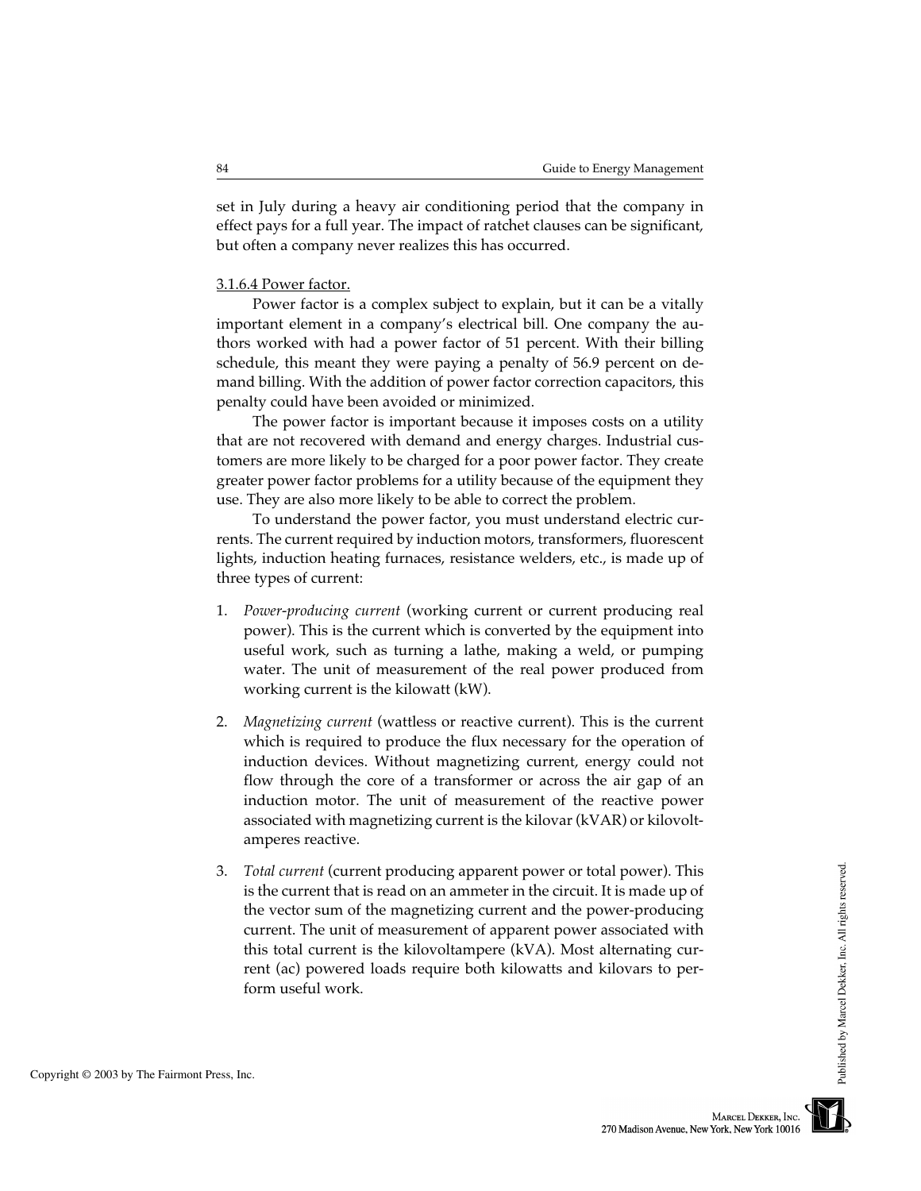set in July during a heavy air conditioning period that the company in effect pays for a full year. The impact of ratchet clauses can be significant, but often a company never realizes this has occurred.

#### 3.1.6.4 Power factor.

Power factor is a complex subject to explain, but it can be a vitally important element in a company's electrical bill. One company the authors worked with had a power factor of 51 percent. With their billing schedule, this meant they were paying a penalty of 56.9 percent on demand billing. With the addition of power factor correction capacitors, this penalty could have been avoided or minimized.

The power factor is important because it imposes costs on a utility that are not recovered with demand and energy charges. Industrial customers are more likely to be charged for a poor power factor. They create greater power factor problems for a utility because of the equipment they use. They are also more likely to be able to correct the problem.

To understand the power factor, you must understand electric currents. The current required by induction motors, transformers, fluorescent lights, induction heating furnaces, resistance welders, etc., is made up of three types of current:

1. *Power-producing current* (working current or current producing real power). This is the current which is converted by the equipment into useful work, such as turning a lathe, making a weld, or pumping water. The unit of measurement of the real power produced from working current is the kilowatt (kW).

2. *Magnetizing current* (wattless or reactive current). This is the current which is required to produce the flux necessary for the operation of induction devices. Without magnetizing current, energy could not flow through the core of a transformer or across the air gap of an induction motor. The unit of measurement of the reactive power associated with magnetizing current is the kilovar (kVAR) or kilovolt-amperes reactive.

3. *Total current* (current producing apparent power or total power). This is the current that is read on an ammeter in the circuit. It is made up of the vector sum of the magnetizing current and the power-producing current. The unit of measurement of apparent power associated with this total current is the kilovoltampere (kVA). Most alternating current (ac) powered loads require both kilowatts and kilovars to perform useful work.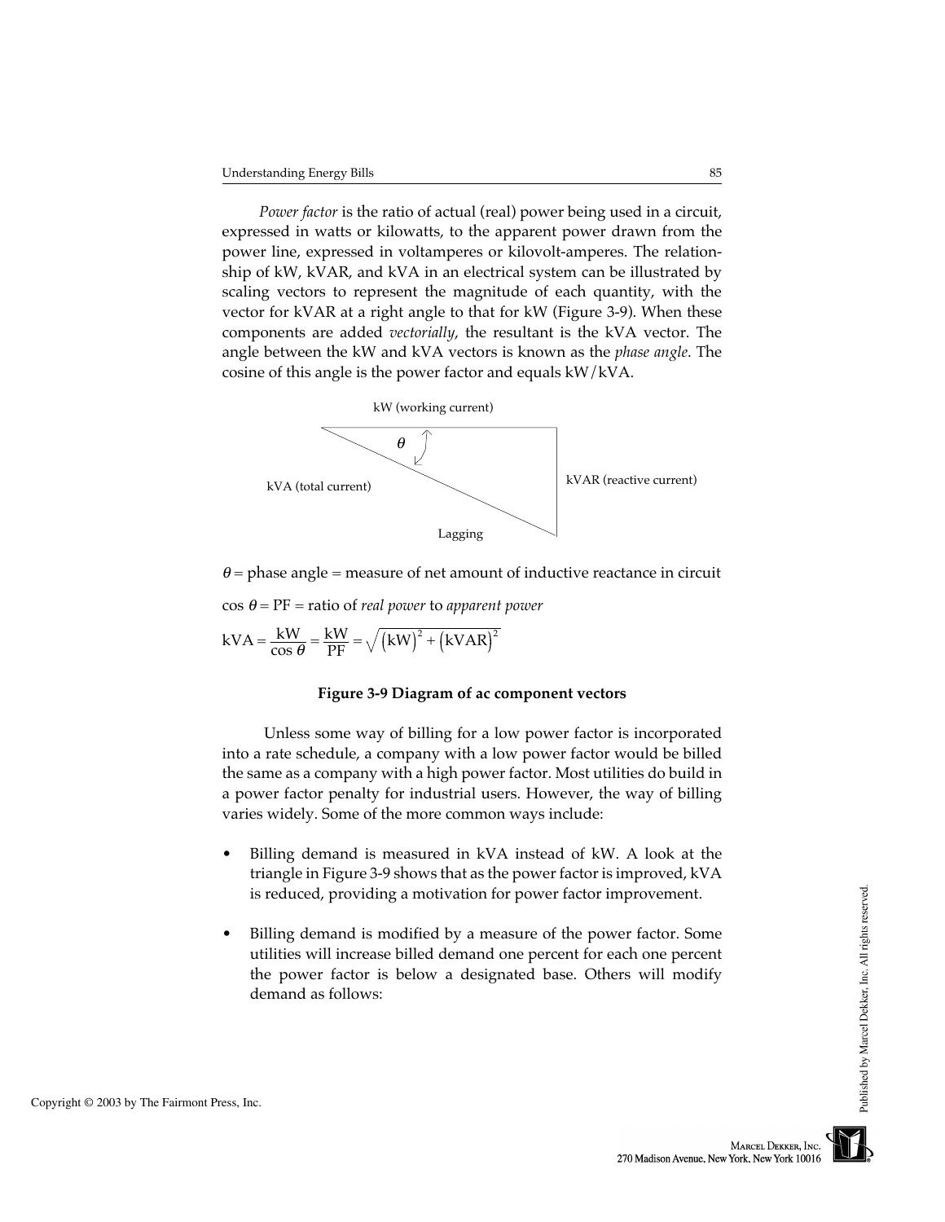*Power factor* is the ratio of actual (real) power being used in a circuit, expressed in watts or kilowatts, to the apparent power drawn from the power line, expressed in voltamperes or kilovolt-amperes. The relationship of kW, kVAR, and kVA in an electrical system can be illustrated by scaling vectors to represent the magnitude of each quantity, with the vector for kVAR at a right angle to that for kW (Figure 3-9). When these components are added *vectorially*, the resultant is the kVA vector. The angle between the kW and kVA vectors is known as the *phase angle*. The cosine of this angle is the power factor and equals kW/kVA.

kW (working current)

$\theta$

kVA (total current)

kVAR (reactive current)

Lagging

$\theta$ = phase angle = measure of net amount of inductive reactance in circuit

$\cos\theta$ = PF = ratio of *real power* to *apparent power*

$$\text{kVA} = \frac{\text{kW}}{\cos\theta} = \frac{\text{kW}}{\text{PF}} = \sqrt{(\text{kW})^2 + (\text{kVAR})^2}$$

**Figure 3-9 Diagram of ac component vectors**

Unless some way of billing for a low power factor is incorporated into a rate schedule, a company with a low power factor would be billed the same as a company with a high power factor. Most utilities do build in a power factor penalty for industrial users. However, the way of billing varies widely. Some of the more common ways include:

- Billing demand is measured in kVA instead of kW. A look at the triangle in Figure 3-9 shows that as the power factor is improved, kVA is reduced, providing a motivation for power factor improvement.

- Billing demand is modified by a measure of the power factor. Some utilities will increase billed demand one percent for each one percent the power factor is below a designated base. Others will modify demand as follows: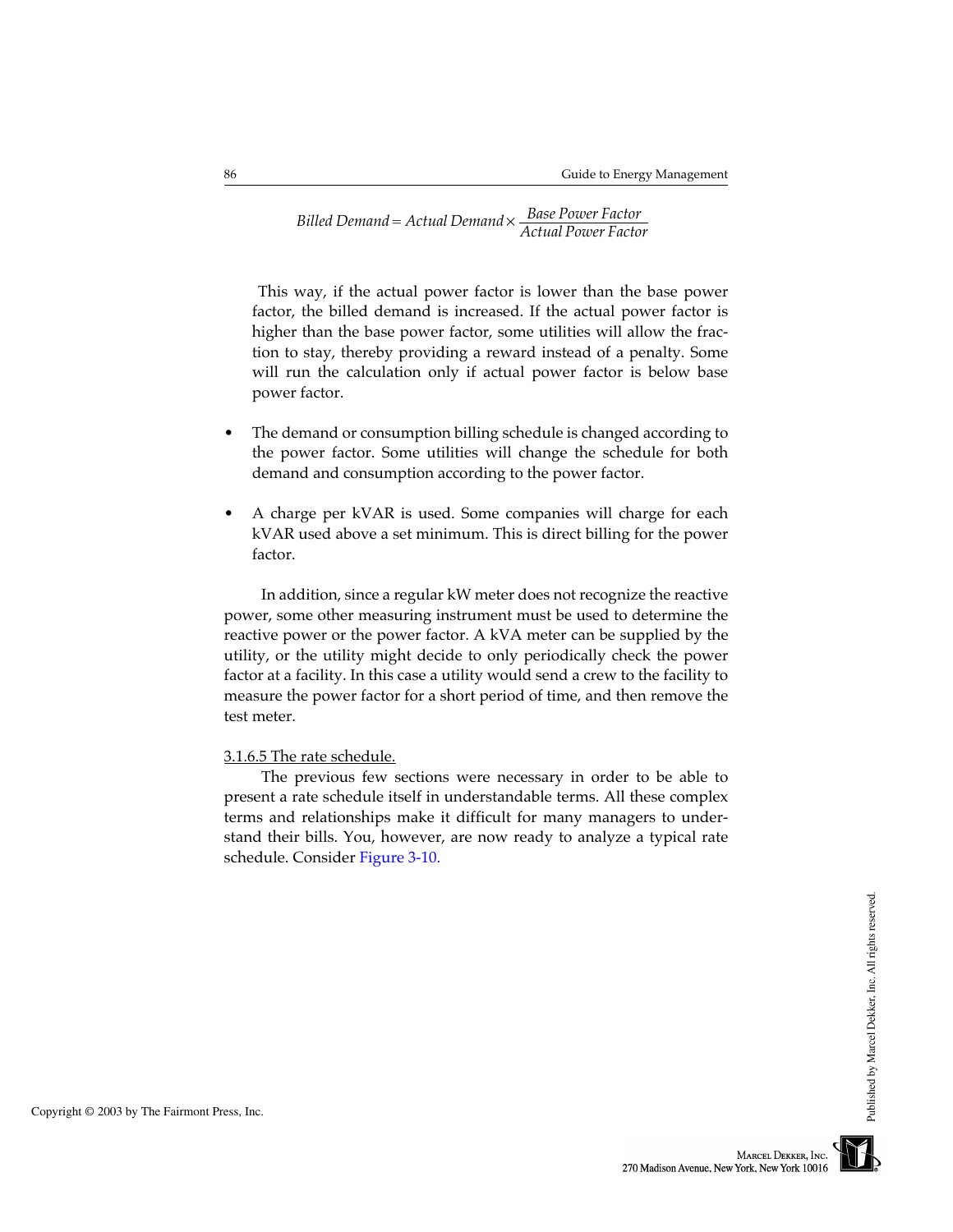$$Billed\ Demand = Actual\ Demand \times \frac{Base\ Power\ Factor}{Actual\ Power\ Factor}$$

This way, if the actual power factor is lower than the base power factor, the billed demand is increased. If the actual power factor is higher than the base power factor, some utilities will allow the fraction to stay, thereby providing a reward instead of a penalty. Some will run the calculation only if actual power factor is below base power factor.

- The demand or consumption billing schedule is changed according to the power factor. Some utilities will change the schedule for both demand and consumption according to the power factor.

- A charge per kVAR is used. Some companies will charge for each kVAR used above a set minimum. This is direct billing for the power factor.

In addition, since a regular kW meter does not recognize the reactive power, some other measuring instrument must be used to determine the reactive power or the power factor. A kVA meter can be supplied by the utility, or the utility might decide to only periodically check the power factor at a facility. In this case a utility would send a crew to the facility to measure the power factor for a short period of time, and then remove the test meter.

3.1.6.5 The rate schedule.

The previous few sections were necessary in order to be able to present a rate schedule itself in understandable terms. All these complex terms and relationships make it difficult for many managers to understand their bills. You, however, are now ready to analyze a typical rate schedule. Consider Figure 3-10.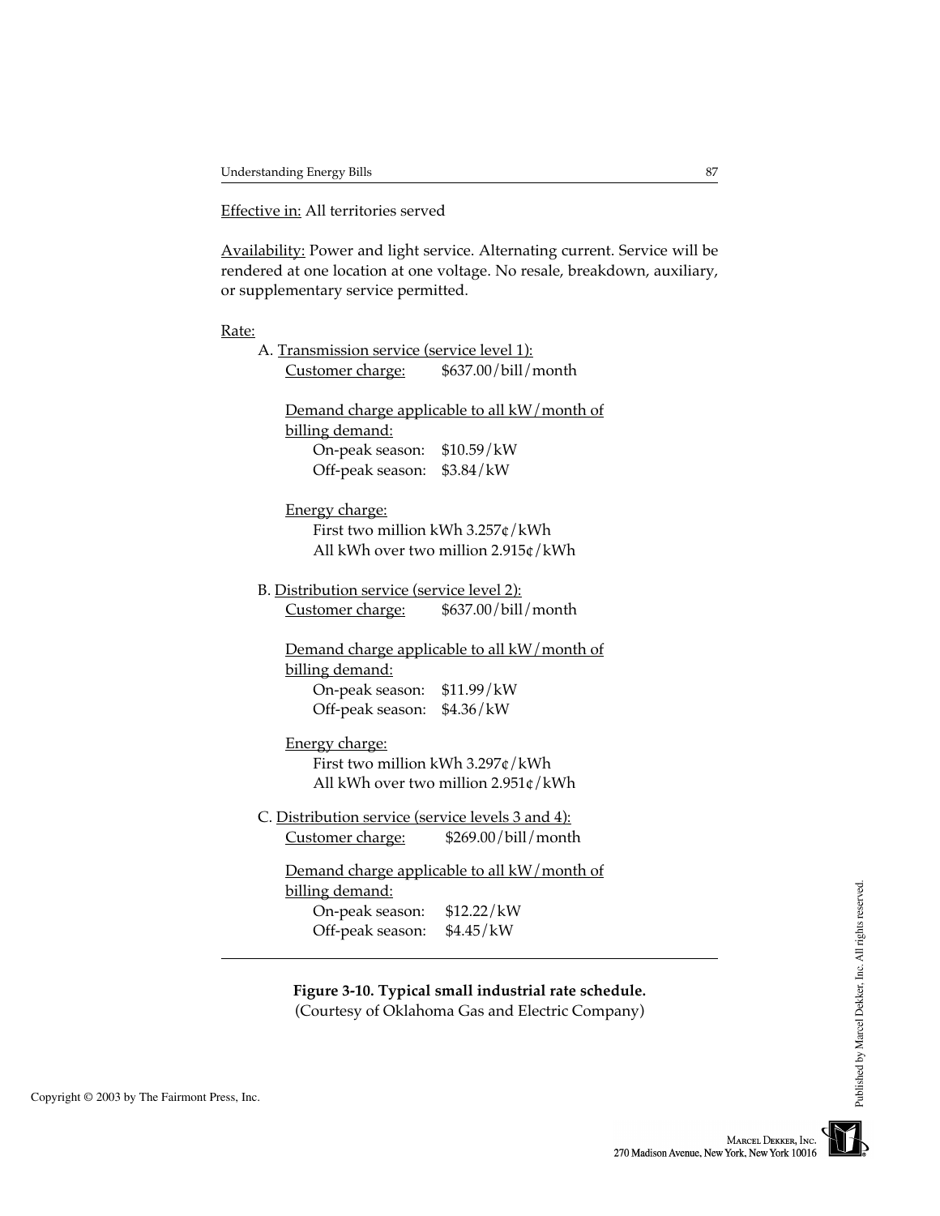Effective in: All territories served

Availability: Power and light service. Alternating current. Service will be rendered at one location at one voltage. No resale, breakdown, auxiliary, or supplementary service permitted.

Rate:

A. Transmission service (service level 1):

Customer charge: $637.00/bill/month

Demand charge applicable to all kW/month of billing demand:

On-peak season: $10.59/kW
Off-peak season: $3.84/kW

Energy charge:

First two million kWh 3.257¢/kWh
All kWh over two million 2.915¢/kWh

B. Distribution service (service level 2):

Customer charge: $637.00/bill/month

Demand charge applicable to all kW/month of billing demand:

On-peak season: $11.99/kW
Off-peak season: $4.36/kW

Energy charge:

First two million kWh 3.297¢/kWh
All kWh over two million 2.951¢/kWh

C. Distribution service (service levels 3 and 4):

Customer charge: $269.00/bill/month

Demand charge applicable to all kW/month of billing demand:

On-peak season: $12.22/kW
Off-peak season: $4.45/kW

**Figure 3-10. Typical small industrial rate schedule.**
(Courtesy of Oklahoma Gas and Electric Company)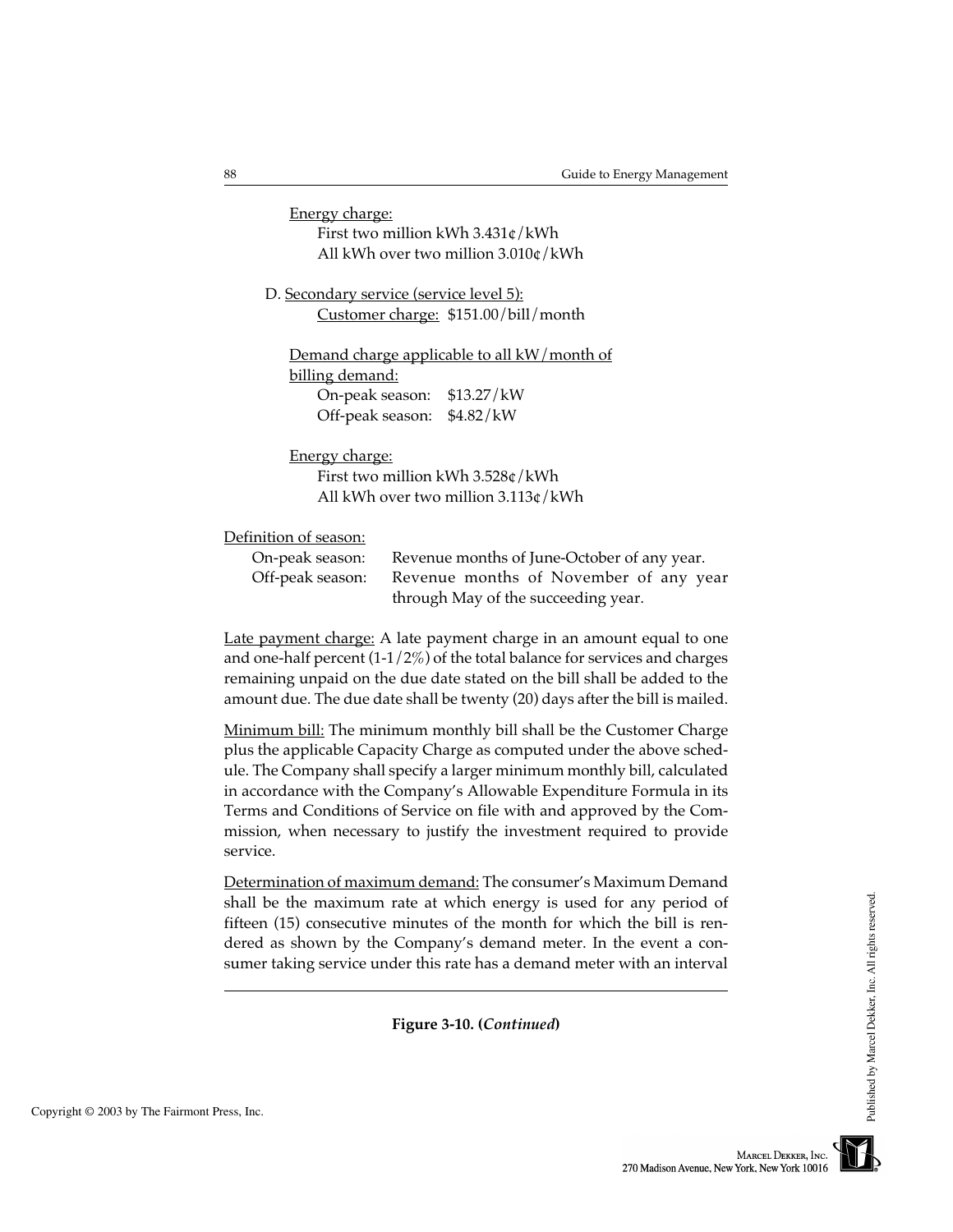Energy charge:

First two million kWh 3.431¢/kWh

All kWh over two million 3.010¢/kWh

D. Secondary service (service level 5):

Customer charge: $151.00/bill/month

Demand charge applicable to all kW/month of billing demand:

On-peak season: $13.27/kW

Off-peak season: $4.82/kW

Energy charge:

First two million kWh 3.528¢/kWh

All kWh over two million 3.113¢/kWh

Definition of season:

On-peak season: Revenue months of June-October of any year.

Off-peak season: Revenue months of November of any year through May of the succeeding year.

Late payment charge: A late payment charge in an amount equal to one and one-half percent (1-1/2%) of the total balance for services and charges remaining unpaid on the due date stated on the bill shall be added to the amount due. The due date shall be twenty (20) days after the bill is mailed.

Minimum bill: The minimum monthly bill shall be the Customer Charge plus the applicable Capacity Charge as computed under the above schedule. The Company shall specify a larger minimum monthly bill, calculated in accordance with the Company's Allowable Expenditure Formula in its Terms and Conditions of Service on file with and approved by the Commission, when necessary to justify the investment required to provide service.

Determination of maximum demand: The consumer's Maximum Demand shall be the maximum rate at which energy is used for any period of fifteen (15) consecutive minutes of the month for which the bill is rendered as shown by the Company's demand meter. In the event a consumer taking service under this rate has a demand meter with an interval

**Figure 3-10. (*Continued*)**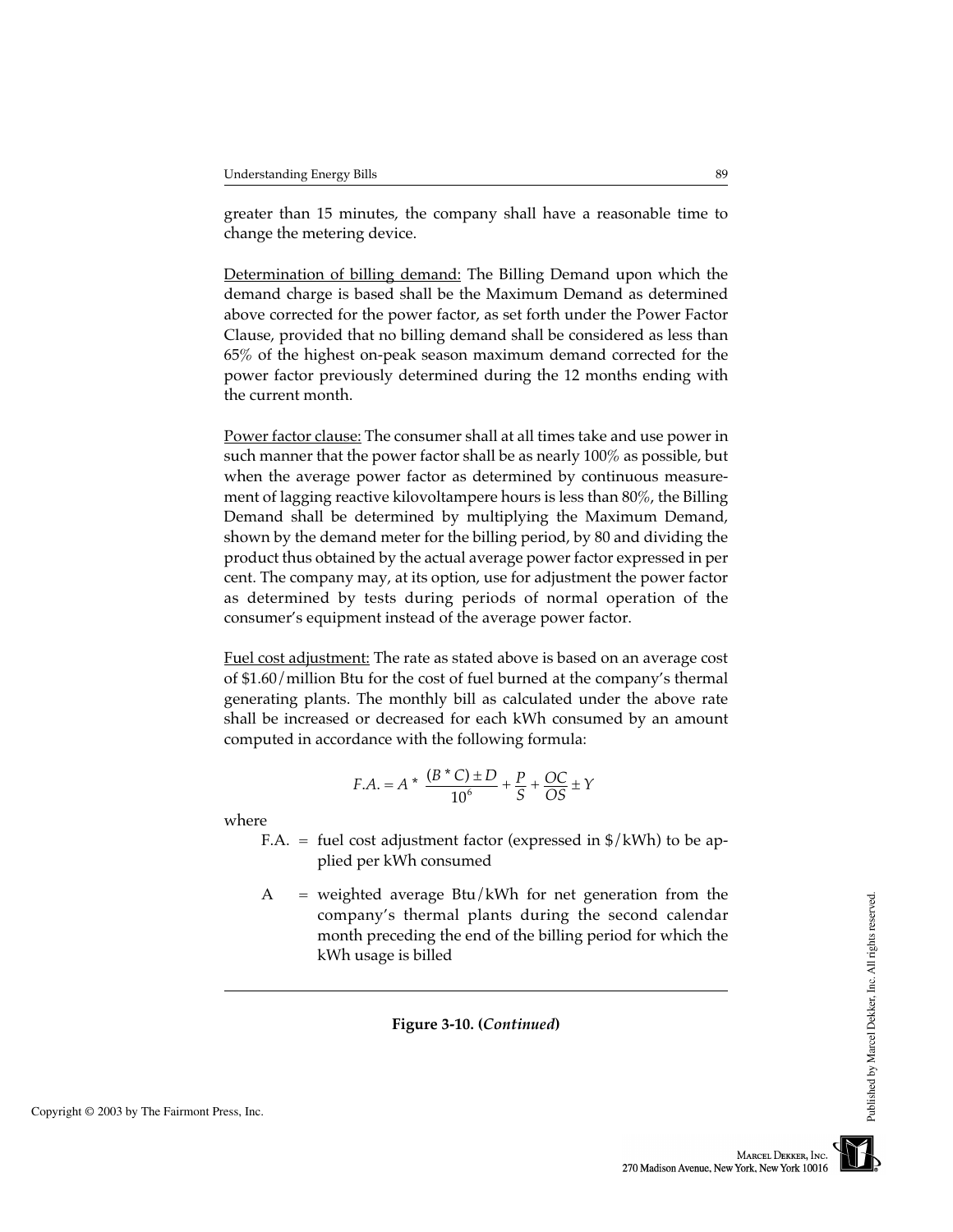greater than 15 minutes, the company shall have a reasonable time to change the metering device.

Determination of billing demand: The Billing Demand upon which the demand charge is based shall be the Maximum Demand as determined above corrected for the power factor, as set forth under the Power Factor Clause, provided that no billing demand shall be considered as less than 65% of the highest on-peak season maximum demand corrected for the power factor previously determined during the 12 months ending with the current month.

Power factor clause: The consumer shall at all times take and use power in such manner that the power factor shall be as nearly 100% as possible, but when the average power factor as determined by continuous measurement of lagging reactive kilovoltampere hours is less than 80%, the Billing Demand shall be determined by multiplying the Maximum Demand, shown by the demand meter for the billing period, by 80 and dividing the product thus obtained by the actual average power factor expressed in per cent. The company may, at its option, use for adjustment the power factor as determined by tests during periods of normal operation of the consumer's equipment instead of the average power factor.

Fuel cost adjustment: The rate as stated above is based on an average cost of $1.60/million Btu for the cost of fuel burned at the company's thermal generating plants. The monthly bill as calculated under the above rate shall be increased or decreased for each kWh consumed by an amount computed in accordance with the following formula:

$$F.A. = A * \frac{(B * C) \pm D}{10^6} + \frac{P}{S} + \frac{OC}{OS} \pm Y$$

where

- F.A. = fuel cost adjustment factor (expressed in $/kWh) to be applied per kWh consumed
- A = weighted average Btu/kWh for net generation from the company's thermal plants during the second calendar month preceding the end of the billing period for which the kWh usage is billed

**Figure 3-10. (*Continued*)**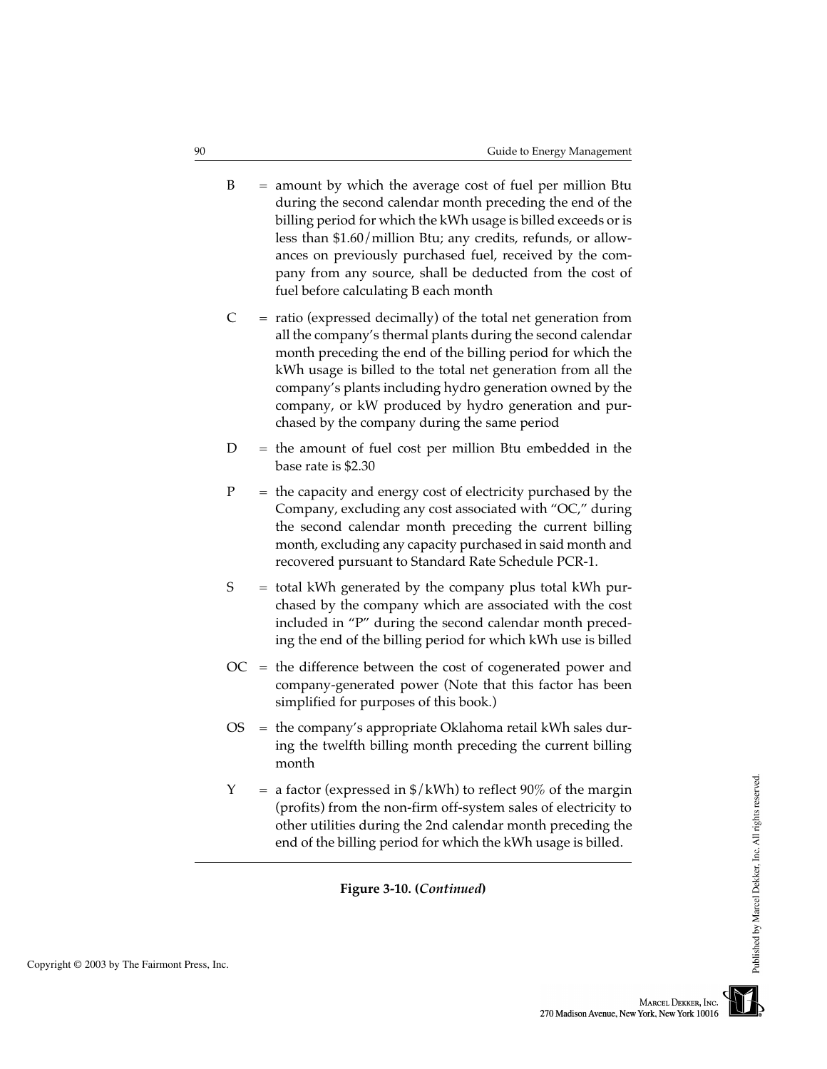B = amount by which the average cost of fuel per million Btu during the second calendar month preceding the end of the billing period for which the kWh usage is billed exceeds or is less than $1.60/million Btu; any credits, refunds, or allowances on previously purchased fuel, received by the company from any source, shall be deducted from the cost of fuel before calculating B each month

C = ratio (expressed decimally) of the total net generation from all the company's thermal plants during the second calendar month preceding the end of the billing period for which the kWh usage is billed to the total net generation from all the company's plants including hydro generation owned by the company, or kW produced by hydro generation and purchased by the company during the same period

D = the amount of fuel cost per million Btu embedded in the base rate is $2.30

P = the capacity and energy cost of electricity purchased by the Company, excluding any cost associated with "OC," during the second calendar month preceding the current billing month, excluding any capacity purchased in said month and recovered pursuant to Standard Rate Schedule PCR-1.

S = total kWh generated by the company plus total kWh purchased by the company which are associated with the cost included in "P" during the second calendar month preceding the end of the billing period for which kWh use is billed

OC = the difference between the cost of cogenerated power and company-generated power (Note that this factor has been simplified for purposes of this book.)

OS = the company's appropriate Oklahoma retail kWh sales during the twelfth billing month preceding the current billing month

Y = a factor (expressed in $/kWh) to reflect 90% of the margin (profits) from the non-firm off-system sales of electricity to other utilities during the 2nd calendar month preceding the end of the billing period for which the kWh usage is billed.

**Figure 3-10. (*Continued*)**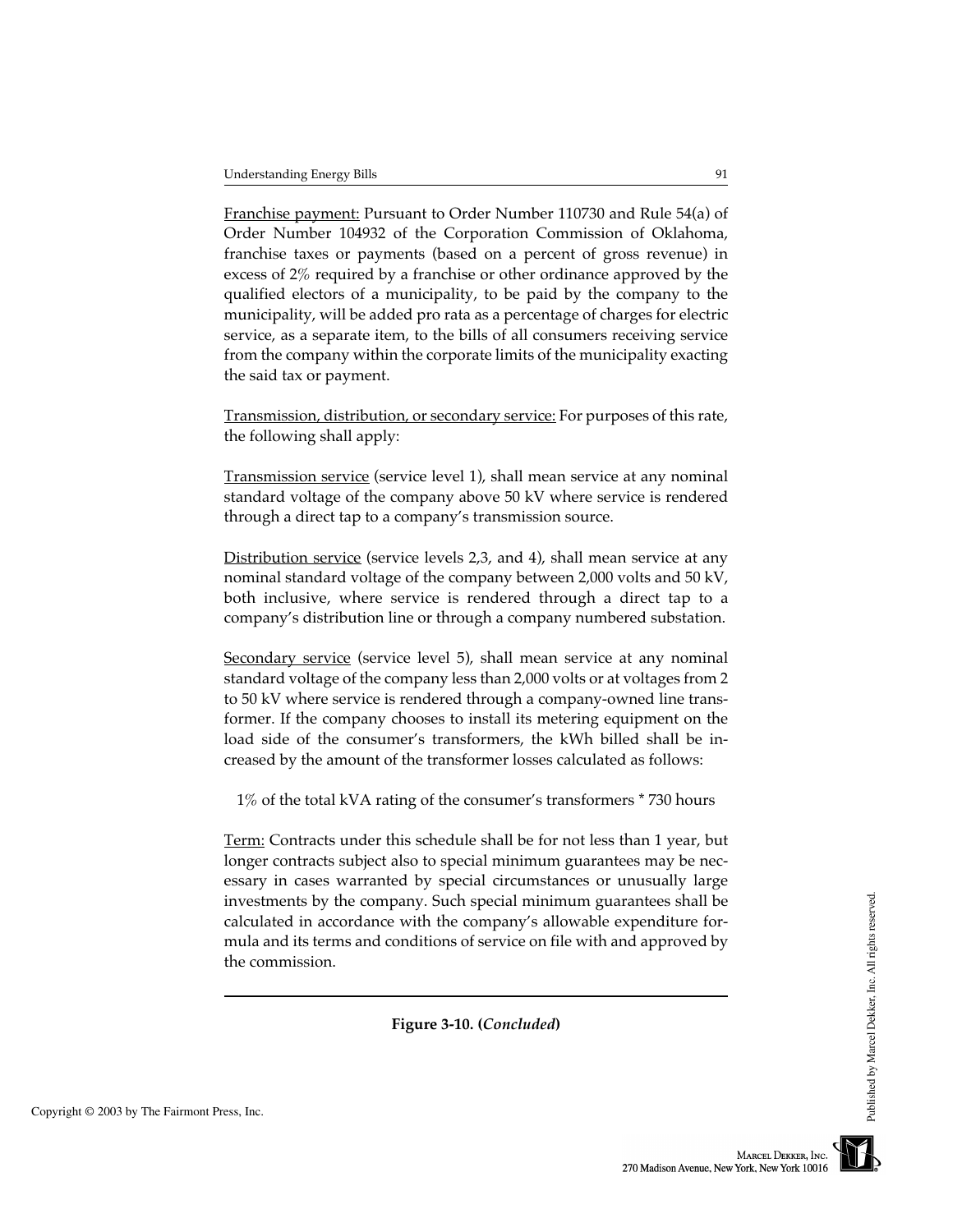Franchise payment: Pursuant to Order Number 110730 and Rule 54(a) of Order Number 104932 of the Corporation Commission of Oklahoma, franchise taxes or payments (based on a percent of gross revenue) in excess of 2% required by a franchise or other ordinance approved by the qualified electors of a municipality, to be paid by the company to the municipality, will be added pro rata as a percentage of charges for electric service, as a separate item, to the bills of all consumers receiving service from the company within the corporate limits of the municipality exacting the said tax or payment.

Transmission, distribution, or secondary service: For purposes of this rate, the following shall apply:

Transmission service (service level 1), shall mean service at any nominal standard voltage of the company above 50 kV where service is rendered through a direct tap to a company's transmission source.

Distribution service (service levels 2,3, and 4), shall mean service at any nominal standard voltage of the company between 2,000 volts and 50 kV, both inclusive, where service is rendered through a direct tap to a company's distribution line or through a company numbered substation.

Secondary service (service level 5), shall mean service at any nominal standard voltage of the company less than 2,000 volts or at voltages from 2 to 50 kV where service is rendered through a company-owned line transformer. If the company chooses to install its metering equipment on the load side of the consumer's transformers, the kWh billed shall be increased by the amount of the transformer losses calculated as follows:

1% of the total kVA rating of the consumer's transformers * 730 hours

Term: Contracts under this schedule shall be for not less than 1 year, but longer contracts subject also to special minimum guarantees may be necessary in cases warranted by special circumstances or unusually large investments by the company. Such special minimum guarantees shall be calculated in accordance with the company's allowable expenditure formula and its terms and conditions of service on file with and approved by the commission.

**Figure 3-10. (*Concluded*)**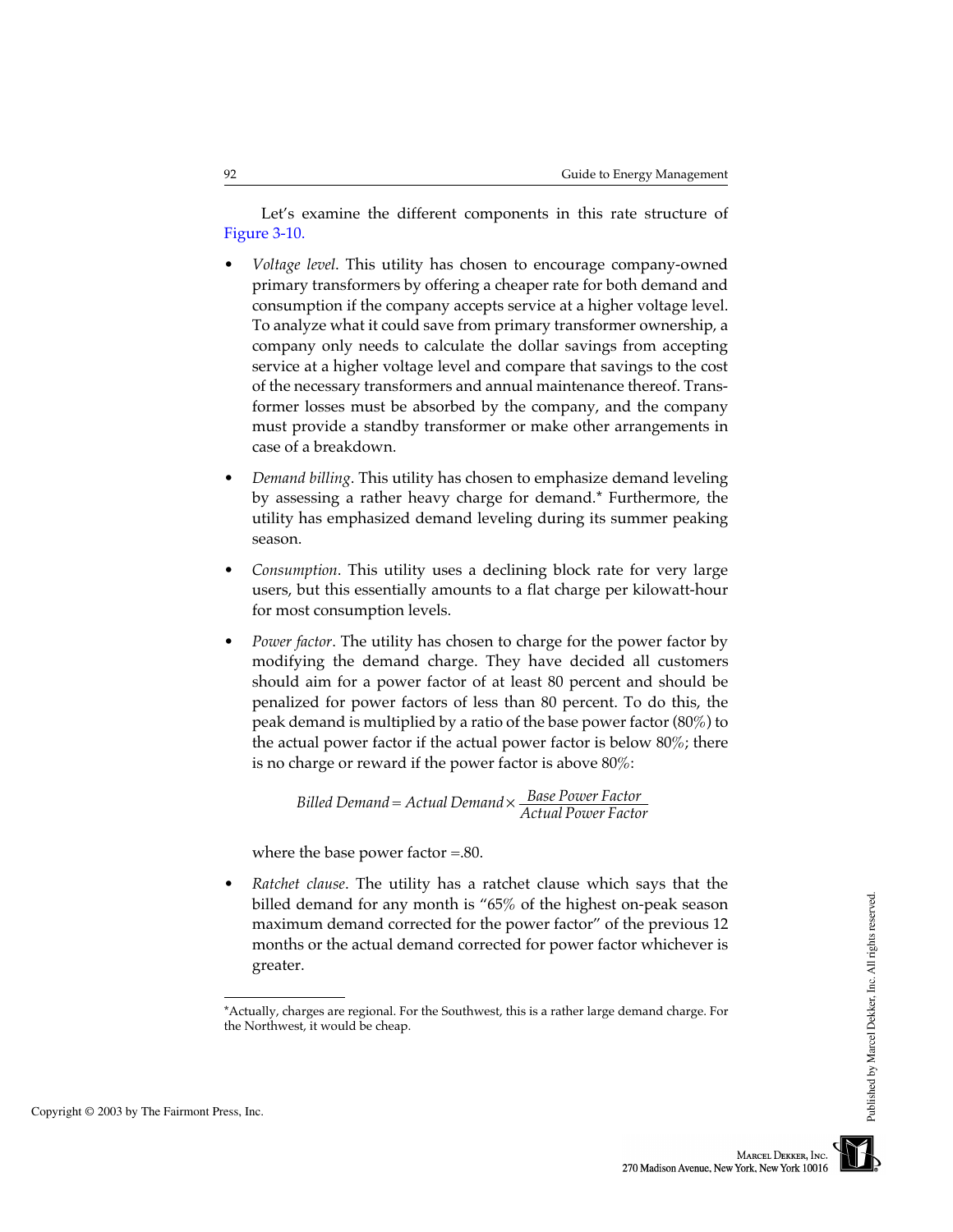Let's examine the different components in this rate structure of Figure 3-10.

- *Voltage level*. This utility has chosen to encourage company-owned primary transformers by offering a cheaper rate for both demand and consumption if the company accepts service at a higher voltage level. To analyze what it could save from primary transformer ownership, a company only needs to calculate the dollar savings from accepting service at a higher voltage level and compare that savings to the cost of the necessary transformers and annual maintenance thereof. Transformer losses must be absorbed by the company, and the company must provide a standby transformer or make other arrangements in case of a breakdown.

- *Demand billing*. This utility has chosen to emphasize demand leveling by assessing a rather heavy charge for demand.* Furthermore, the utility has emphasized demand leveling during its summer peaking season.

- *Consumption*. This utility uses a declining block rate for very large users, but this essentially amounts to a flat charge per kilowatt-hour for most consumption levels.

- *Power factor*. The utility has chosen to charge for the power factor by modifying the demand charge. They have decided all customers should aim for a power factor of at least 80 percent and should be penalized for power factors of less than 80 percent. To do this, the peak demand is multiplied by a ratio of the base power factor (80%) to the actual power factor if the actual power factor is below 80%; there is no charge or reward if the power factor is above 80%:

  $$\textit{Billed Demand} = \textit{Actual Demand} \times \frac{\textit{Base Power Factor}}{\textit{Actual Power Factor}}$$

  where the base power factor =.80.

- *Ratchet clause*. The utility has a ratchet clause which says that the billed demand for any month is "65% of the highest on-peak season maximum demand corrected for the power factor" of the previous 12 months or the actual demand corrected for power factor whichever is greater.

*Actually, charges are regional. For the Southwest, this is a rather large demand charge. For the Northwest, it would be cheap.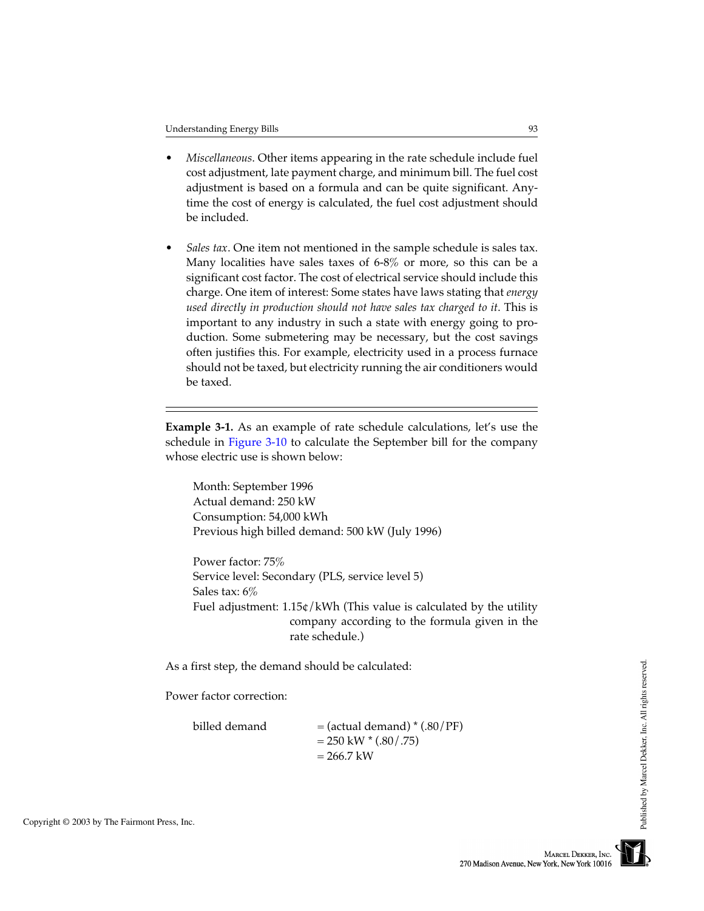- *Miscellaneous*. Other items appearing in the rate schedule include fuel cost adjustment, late payment charge, and minimum bill. The fuel cost adjustment is based on a formula and can be quite significant. Anytime the cost of energy is calculated, the fuel cost adjustment should be included.

- *Sales tax*. One item not mentioned in the sample schedule is sales tax. Many localities have sales taxes of 6-8% or more, so this can be a significant cost factor. The cost of electrical service should include this charge. One item of interest: Some states have laws stating that *energy used directly in production should not have sales tax charged to it*. This is important to any industry in such a state with energy going to production. Some submetering may be necessary, but the cost savings often justifies this. For example, electricity used in a process furnace should not be taxed, but electricity running the air conditioners would be taxed.

---

**Example 3-1.** As an example of rate schedule calculations, let's use the schedule in Figure 3-10 to calculate the September bill for the company whose electric use is shown below:

Month: September 1996
Actual demand: 250 kW
Consumption: 54,000 kWh
Previous high billed demand: 500 kW (July 1996)

Power factor: 75%
Service level: Secondary (PLS, service level 5)
Sales tax: 6%
Fuel adjustment: 1.15¢/kWh (This value is calculated by the utility company according to the formula given in the rate schedule.)

As a first step, the demand should be calculated:

Power factor correction:

billed demand = (actual demand) * (.80/PF)
= 250 kW * (.80/.75)
= 266.7 kW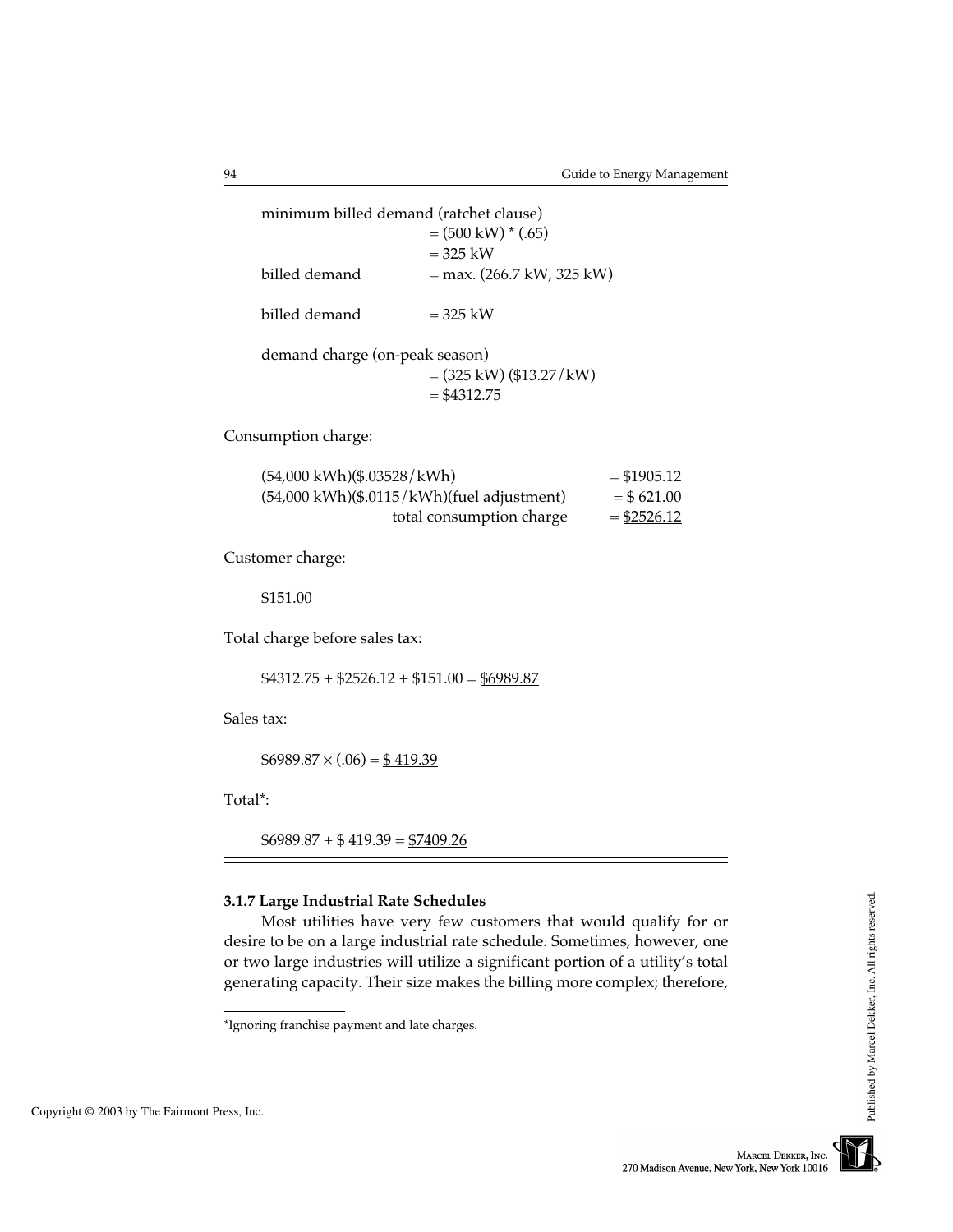minimum billed demand (ratchet clause)

= (500 kW) * (.65)

= 325 kW

billed demand = max. (266.7 kW, 325 kW)

billed demand = 325 kW

demand charge (on-peak season)

= (325 kW) ($13.27/kW)

= <u>$4312.75</u>

Consumption charge:

| | |
|---|---|
| (54,000 kWh)($.03528/kWh) | = $1905.12 |
| (54,000 kWh)($.0115/kWh)(fuel adjustment) | = $ 621.00 |
| total consumption charge | = <u>$2526.12</u> |

Customer charge:

$151.00

Total charge before sales tax:

$4312.75 + $2526.12 + $151.00 = <u>$6989.87</u>

Sales tax:

$6989.87 × (.06) = <u>$ 419.39</u>

Total*:

$6989.87 + $ 419.39 = <u>$7409.26</u>

---

### 3.1.7 Large Industrial Rate Schedules

Most utilities have very few customers that would qualify for or desire to be on a large industrial rate schedule. Sometimes, however, one or two large industries will utilize a significant portion of a utility's total generating capacity. Their size makes the billing more complex; therefore,

*Ignoring franchise payment and late charges.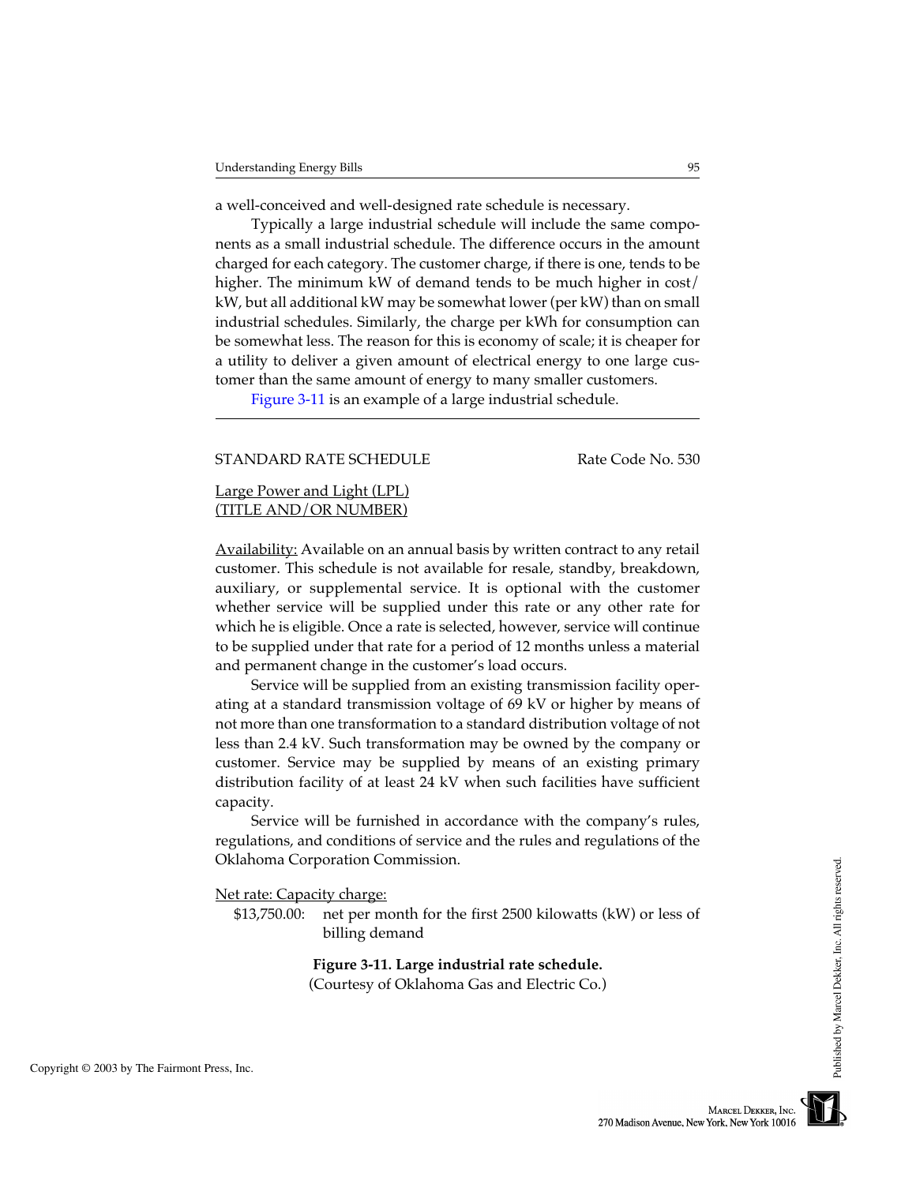a well-conceived and well-designed rate schedule is necessary.

Typically a large industrial schedule will include the same components as a small industrial schedule. The difference occurs in the amount charged for each category. The customer charge, if there is one, tends to be higher. The minimum kW of demand tends to be much higher in cost/kW, but all additional kW may be somewhat lower (per kW) than on small industrial schedules. Similarly, the charge per kWh for consumption can be somewhat less. The reason for this is economy of scale; it is cheaper for a utility to deliver a given amount of electrical energy to one large customer than the same amount of energy to many smaller customers.

Figure 3-11 is an example of a large industrial schedule.

---

STANDARD RATE SCHEDULE                                        Rate Code No. 530

<u>Large Power and Light (LPL)</u>
<u>(TITLE AND/OR NUMBER)</u>

<u>Availability:</u> Available on an annual basis by written contract to any retail customer. This schedule is not available for resale, standby, breakdown, auxiliary, or supplemental service. It is optional with the customer whether service will be supplied under this rate or any other rate for which he is eligible. Once a rate is selected, however, service will continue to be supplied under that rate for a period of 12 months unless a material and permanent change in the customer's load occurs.

Service will be supplied from an existing transmission facility operating at a standard transmission voltage of 69 kV or higher by means of not more than one transformation to a standard distribution voltage of not less than 2.4 kV. Such transformation may be owned by the company or customer. Service may be supplied by means of an existing primary distribution facility of at least 24 kV when such facilities have sufficient capacity.

Service will be furnished in accordance with the company's rules, regulations, and conditions of service and the rules and regulations of the Oklahoma Corporation Commission.

<u>Net rate: Capacity charge:</u>

$13,750.00: net per month for the first 2500 kilowatts (kW) or less of billing demand

**Figure 3-11. Large industrial rate schedule.**
(Courtesy of Oklahoma Gas and Electric Co.)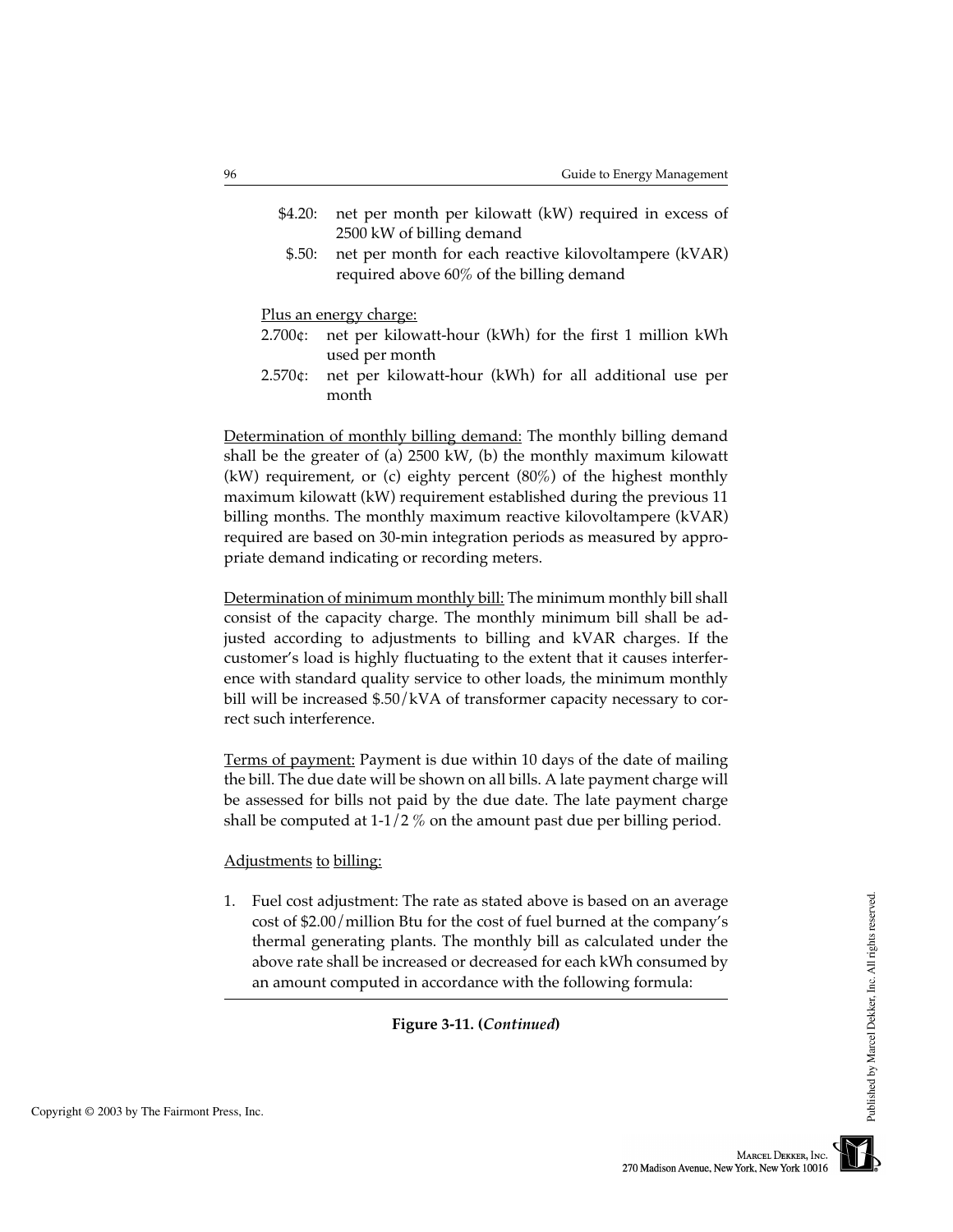$4.20: net per month per kilowatt (kW) required in excess of 2500 kW of billing demand

$.50: net per month for each reactive kilovoltampere (kVAR) required above 60% of the billing demand

Plus an energy charge:

2.700¢: net per kilowatt-hour (kWh) for the first 1 million kWh used per month

2.570¢: net per kilowatt-hour (kWh) for all additional use per month

Determination of monthly billing demand: The monthly billing demand shall be the greater of (a) 2500 kW, (b) the monthly maximum kilowatt (kW) requirement, or (c) eighty percent (80%) of the highest monthly maximum kilowatt (kW) requirement established during the previous 11 billing months. The monthly maximum reactive kilovoltampere (kVAR) required are based on 30-min integration periods as measured by appropriate demand indicating or recording meters.

Determination of minimum monthly bill: The minimum monthly bill shall consist of the capacity charge. The monthly minimum bill shall be adjusted according to adjustments to billing and kVAR charges. If the customer's load is highly fluctuating to the extent that it causes interference with standard quality service to other loads, the minimum monthly bill will be increased $.50/kVA of transformer capacity necessary to correct such interference.

Terms of payment: Payment is due within 10 days of the date of mailing the bill. The due date will be shown on all bills. A late payment charge will be assessed for bills not paid by the due date. The late payment charge shall be computed at 1-1/2 % on the amount past due per billing period.

Adjustments to billing:

1. Fuel cost adjustment: The rate as stated above is based on an average cost of $2.00/million Btu for the cost of fuel burned at the company's thermal generating plants. The monthly bill as calculated under the above rate shall be increased or decreased for each kWh consumed by an amount computed in accordance with the following formula:

**Figure 3-11. (*Continued*)**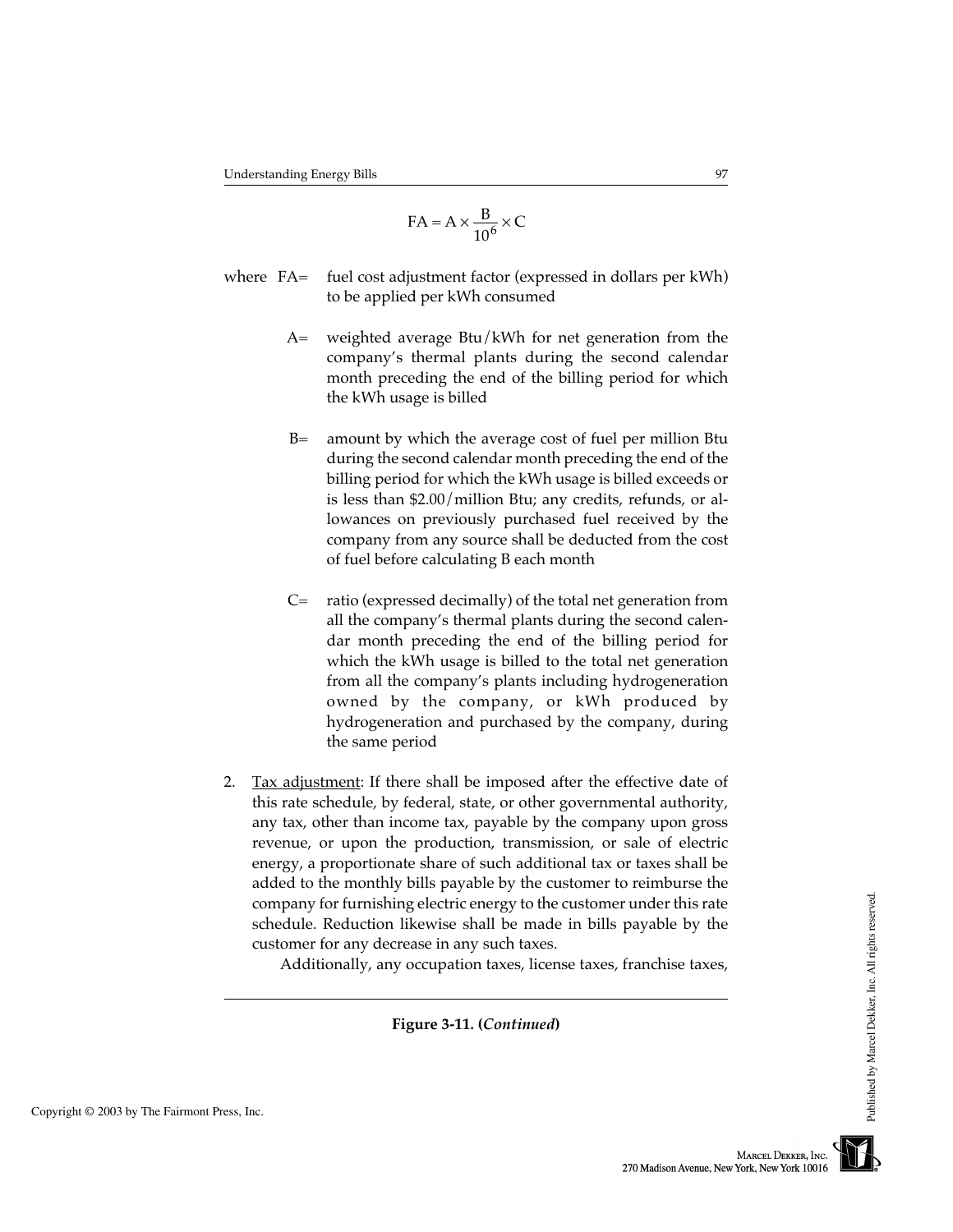$$FA = A \times \frac{B}{10^6} \times C$$

where FA= fuel cost adjustment factor (expressed in dollars per kWh) to be applied per kWh consumed

A= weighted average Btu/kWh for net generation from the company's thermal plants during the second calendar month preceding the end of the billing period for which the kWh usage is billed

B= amount by which the average cost of fuel per million Btu during the second calendar month preceding the end of the billing period for which the kWh usage is billed exceeds or is less than $2.00/million Btu; any credits, refunds, or allowances on previously purchased fuel received by the company from any source shall be deducted from the cost of fuel before calculating B each month

C= ratio (expressed decimally) of the total net generation from all the company's thermal plants during the second calendar month preceding the end of the billing period for which the kWh usage is billed to the total net generation from all the company's plants including hydrogeneration owned by the company, or kWh produced by hydrogeneration and purchased by the company, during the same period

2. Tax adjustment: If there shall be imposed after the effective date of this rate schedule, by federal, state, or other governmental authority, any tax, other than income tax, payable by the company upon gross revenue, or upon the production, transmission, or sale of electric energy, a proportionate share of such additional tax or taxes shall be added to the monthly bills payable by the customer to reimburse the company for furnishing electric energy to the customer under this rate schedule. Reduction likewise shall be made in bills payable by the customer for any decrease in any such taxes.

   Additionally, any occupation taxes, license taxes, franchise taxes,

**Figure 3-11. (*Continued*)**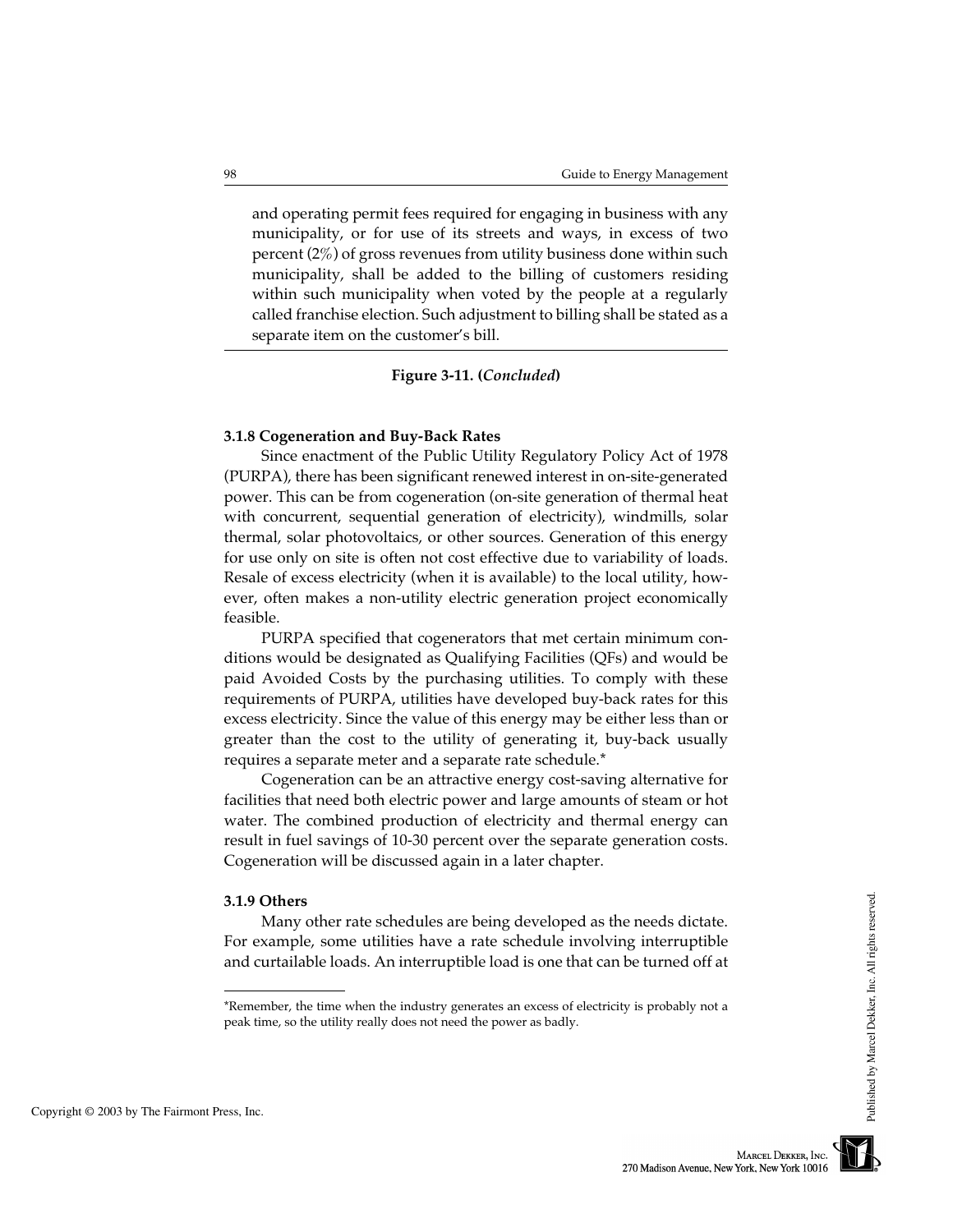and operating permit fees required for engaging in business with any municipality, or for use of its streets and ways, in excess of two percent (2%) of gross revenues from utility business done within such municipality, shall be added to the billing of customers residing within such municipality when voted by the people at a regularly called franchise election. Such adjustment to billing shall be stated as a separate item on the customer's bill.

**Figure 3-11. (*Concluded*)**

### 3.1.8 Cogeneration and Buy-Back Rates

Since enactment of the Public Utility Regulatory Policy Act of 1978 (PURPA), there has been significant renewed interest in on-site-generated power. This can be from cogeneration (on-site generation of thermal heat with concurrent, sequential generation of electricity), windmills, solar thermal, solar photovoltaics, or other sources. Generation of this energy for use only on site is often not cost effective due to variability of loads. Resale of excess electricity (when it is available) to the local utility, however, often makes a non-utility electric generation project economically feasible.

PURPA specified that cogenerators that met certain minimum conditions would be designated as Qualifying Facilities (QFs) and would be paid Avoided Costs by the purchasing utilities. To comply with these requirements of PURPA, utilities have developed buy-back rates for this excess electricity. Since the value of this energy may be either less than or greater than the cost to the utility of generating it, buy-back usually requires a separate meter and a separate rate schedule.*

Cogeneration can be an attractive energy cost-saving alternative for facilities that need both electric power and large amounts of steam or hot water. The combined production of electricity and thermal energy can result in fuel savings of 10-30 percent over the separate generation costs. Cogeneration will be discussed again in a later chapter.

### 3.1.9 Others

Many other rate schedules are being developed as the needs dictate. For example, some utilities have a rate schedule involving interruptible and curtailable loads. An interruptible load is one that can be turned off at

*Remember, the time when the industry generates an excess of electricity is probably not a peak time, so the utility really does not need the power as badly.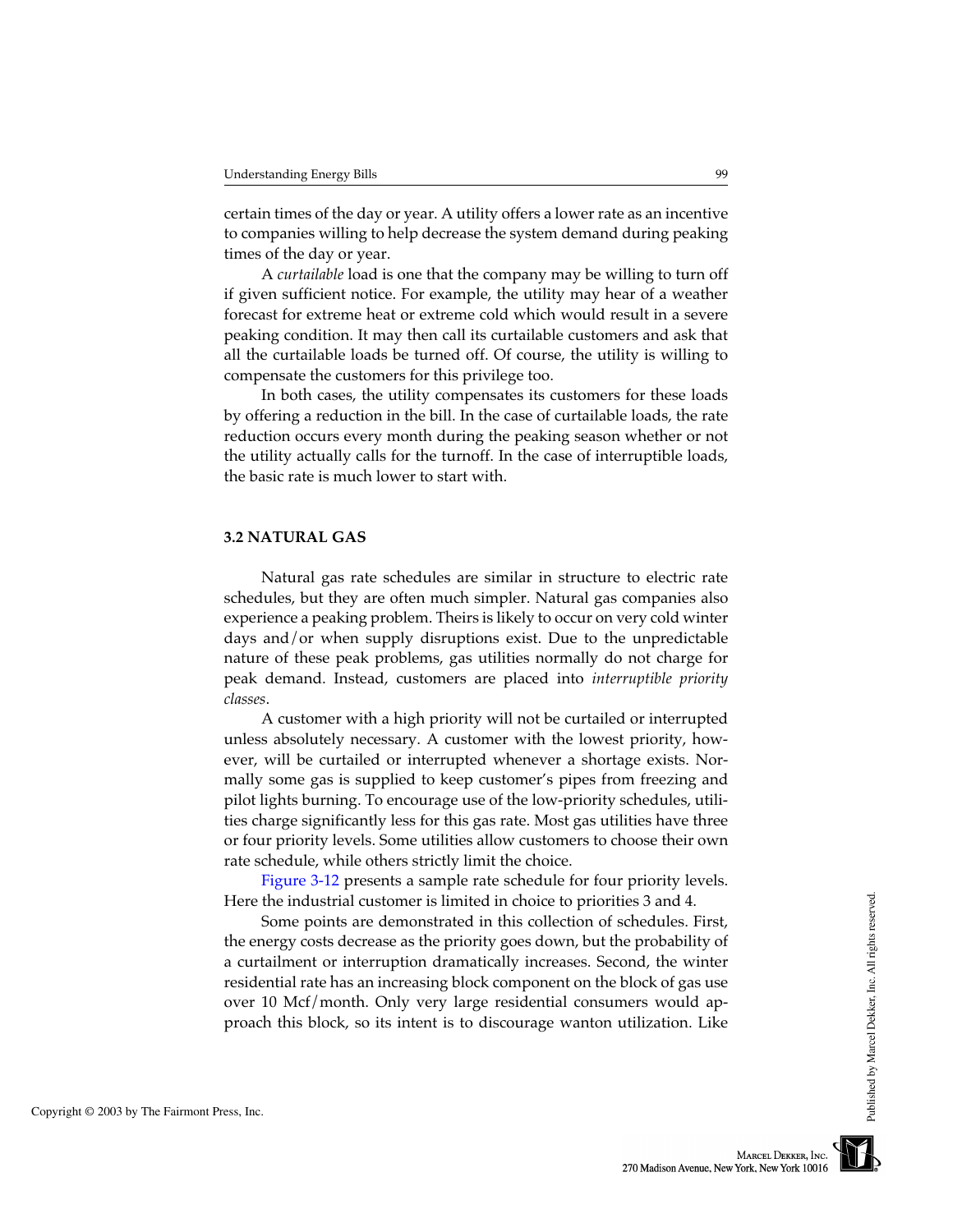certain times of the day or year. A utility offers a lower rate as an incentive to companies willing to help decrease the system demand during peaking times of the day or year.

A *curtailable* load is one that the company may be willing to turn off if given sufficient notice. For example, the utility may hear of a weather forecast for extreme heat or extreme cold which would result in a severe peaking condition. It may then call its curtailable customers and ask that all the curtailable loads be turned off. Of course, the utility is willing to compensate the customers for this privilege too.

In both cases, the utility compensates its customers for these loads by offering a reduction in the bill. In the case of curtailable loads, the rate reduction occurs every month during the peaking season whether or not the utility actually calls for the turnoff. In the case of interruptible loads, the basic rate is much lower to start with.

## 3.2 NATURAL GAS

Natural gas rate schedules are similar in structure to electric rate schedules, but they are often much simpler. Natural gas companies also experience a peaking problem. Theirs is likely to occur on very cold winter days and/or when supply disruptions exist. Due to the unpredictable nature of these peak problems, gas utilities normally do not charge for peak demand. Instead, customers are placed into *interruptible priority classes*.

A customer with a high priority will not be curtailed or interrupted unless absolutely necessary. A customer with the lowest priority, however, will be curtailed or interrupted whenever a shortage exists. Normally some gas is supplied to keep customer's pipes from freezing and pilot lights burning. To encourage use of the low-priority schedules, utilities charge significantly less for this gas rate. Most gas utilities have three or four priority levels. Some utilities allow customers to choose their own rate schedule, while others strictly limit the choice.

Figure 3-12 presents a sample rate schedule for four priority levels. Here the industrial customer is limited in choice to priorities 3 and 4.

Some points are demonstrated in this collection of schedules. First, the energy costs decrease as the priority goes down, but the probability of a curtailment or interruption dramatically increases. Second, the winter residential rate has an increasing block component on the block of gas use over 10 Mcf/month. Only very large residential consumers would approach this block, so its intent is to discourage wanton utilization. Like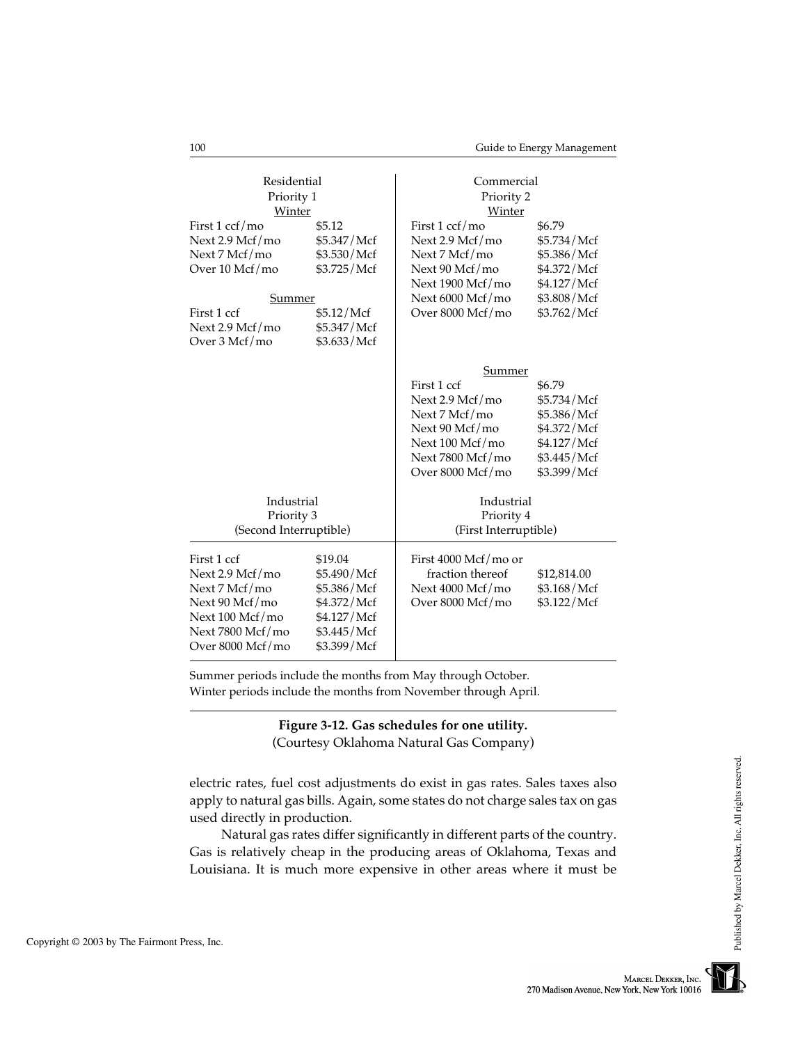| Residential Priority 1 | |
|---|---|
| Winter | |
| First 1 ccf/mo | $5.12 |
| Next 2.9 Mcf/mo | $5.347/Mcf |
| Next 7 Mcf/mo | $3.530/Mcf |
| Over 10 Mcf/mo | $3.725/Mcf |
| Summer | |
| First 1 ccf | $5.12/Mcf |
| Next 2.9 Mcf/mo | $5.347/Mcf |
| Over 3 Mcf/mo | $3.633/Mcf |

| Commercial Priority 2 | |
|---|---|
| Winter | |
| First 1 ccf/mo | $6.79 |
| Next 2.9 Mcf/mo | $5.734/Mcf |
| Next 7 Mcf/mo | $5.386/Mcf |
| Next 90 Mcf/mo | $4.372/Mcf |
| Next 1900 Mcf/mo | $4.127/Mcf |
| Next 6000 Mcf/mo | $3.808/Mcf |
| Over 8000 Mcf/mo | $3.762/Mcf |
| Summer | |
| First 1 ccf | $6.79 |
| Next 2.9 Mcf/mo | $5.734/Mcf |
| Next 7 Mcf/mo | $5.386/Mcf |
| Next 90 Mcf/mo | $4.372/Mcf |
| Next 100 Mcf/mo | $4.127/Mcf |
| Next 7800 Mcf/mo | $3.445/Mcf |
| Over 8000 Mcf/mo | $3.399/Mcf |

| Industrial Priority 3 (Second Interruptible) | |
|---|---|
| First 1 ccf | $19.04 |
| Next 2.9 Mcf/mo | $5.490/Mcf |
| Next 7 Mcf/mo | $5.386/Mcf |
| Next 90 Mcf/mo | $4.372/Mcf |
| Next 100 Mcf/mo | $4.127/Mcf |
| Next 7800 Mcf/mo | $3.445/Mcf |
| Over 8000 Mcf/mo | $3.399/Mcf |

| Industrial Priority 4 (First Interruptible) | |
|---|---|
| First 4000 Mcf/mo or fraction thereof | $12,814.00 |
| Next 4000 Mcf/mo | $3.168/Mcf |
| Over 8000 Mcf/mo | $3.122/Mcf |

Summer periods include the months from May through October.
Winter periods include the months from November through April.

**Figure 3-12. Gas schedules for one utility.**
(Courtesy Oklahoma Natural Gas Company)

electric rates, fuel cost adjustments do exist in gas rates. Sales taxes also apply to natural gas bills. Again, some states do not charge sales tax on gas used directly in production.

Natural gas rates differ significantly in different parts of the country. Gas is relatively cheap in the producing areas of Oklahoma, Texas and Louisiana. It is much more expensive in other areas where it must be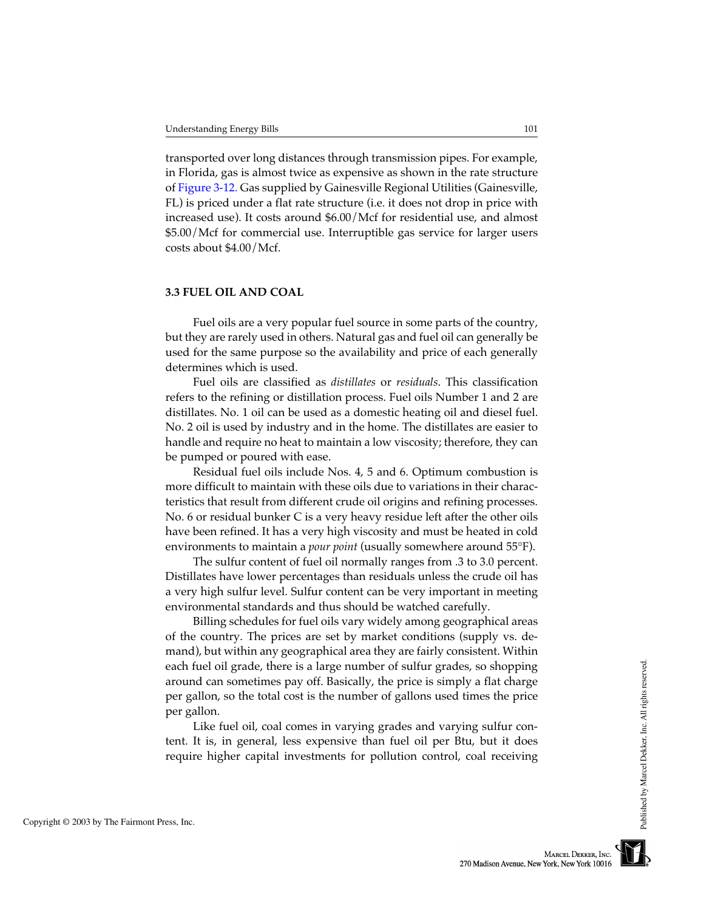transported over long distances through transmission pipes. For example, in Florida, gas is almost twice as expensive as shown in the rate structure of Figure 3-12. Gas supplied by Gainesville Regional Utilities (Gainesville, FL) is priced under a flat rate structure (i.e. it does not drop in price with increased use). It costs around $6.00/Mcf for residential use, and almost $5.00/Mcf for commercial use. Interruptible gas service for larger users costs about $4.00/Mcf.

### 3.3 FUEL OIL AND COAL

Fuel oils are a very popular fuel source in some parts of the country, but they are rarely used in others. Natural gas and fuel oil can generally be used for the same purpose so the availability and price of each generally determines which is used.

Fuel oils are classified as *distillates* or *residuals*. This classification refers to the refining or distillation process. Fuel oils Number 1 and 2 are distillates. No. 1 oil can be used as a domestic heating oil and diesel fuel. No. 2 oil is used by industry and in the home. The distillates are easier to handle and require no heat to maintain a low viscosity; therefore, they can be pumped or poured with ease.

Residual fuel oils include Nos. 4, 5 and 6. Optimum combustion is more difficult to maintain with these oils due to variations in their characteristics that result from different crude oil origins and refining processes. No. 6 or residual bunker C is a very heavy residue left after the other oils have been refined. It has a very high viscosity and must be heated in cold environments to maintain a *pour point* (usually somewhere around 55°F).

The sulfur content of fuel oil normally ranges from .3 to 3.0 percent. Distillates have lower percentages than residuals unless the crude oil has a very high sulfur level. Sulfur content can be very important in meeting environmental standards and thus should be watched carefully.

Billing schedules for fuel oils vary widely among geographical areas of the country. The prices are set by market conditions (supply vs. demand), but within any geographical area they are fairly consistent. Within each fuel oil grade, there is a large number of sulfur grades, so shopping around can sometimes pay off. Basically, the price is simply a flat charge per gallon, so the total cost is the number of gallons used times the price per gallon.

Like fuel oil, coal comes in varying grades and varying sulfur content. It is, in general, less expensive than fuel oil per Btu, but it does require higher capital investments for pollution control, coal receiving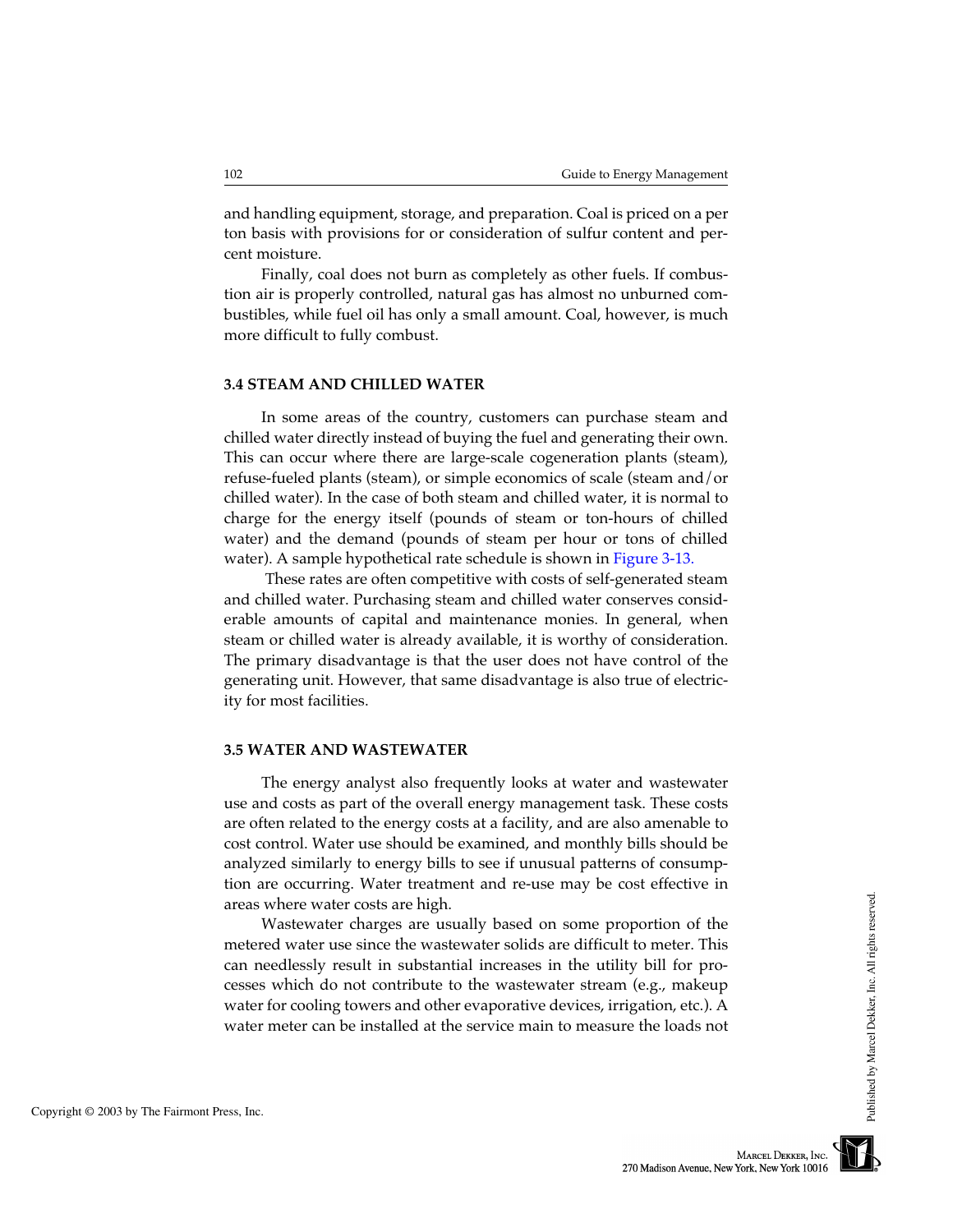and handling equipment, storage, and preparation. Coal is priced on a per ton basis with provisions for or consideration of sulfur content and percent moisture.

Finally, coal does not burn as completely as other fuels. If combustion air is properly controlled, natural gas has almost no unburned combustibles, while fuel oil has only a small amount. Coal, however, is much more difficult to fully combust.

## 3.4 STEAM AND CHILLED WATER

In some areas of the country, customers can purchase steam and chilled water directly instead of buying the fuel and generating their own. This can occur where there are large-scale cogeneration plants (steam), refuse-fueled plants (steam), or simple economics of scale (steam and/or chilled water). In the case of both steam and chilled water, it is normal to charge for the energy itself (pounds of steam or ton-hours of chilled water) and the demand (pounds of steam per hour or tons of chilled water). A sample hypothetical rate schedule is shown in Figure 3-13.

These rates are often competitive with costs of self-generated steam and chilled water. Purchasing steam and chilled water conserves considerable amounts of capital and maintenance monies. In general, when steam or chilled water is already available, it is worthy of consideration. The primary disadvantage is that the user does not have control of the generating unit. However, that same disadvantage is also true of electricity for most facilities.

## 3.5 WATER AND WASTEWATER

The energy analyst also frequently looks at water and wastewater use and costs as part of the overall energy management task. These costs are often related to the energy costs at a facility, and are also amenable to cost control. Water use should be examined, and monthly bills should be analyzed similarly to energy bills to see if unusual patterns of consumption are occurring. Water treatment and re-use may be cost effective in areas where water costs are high.

Wastewater charges are usually based on some proportion of the metered water use since the wastewater solids are difficult to meter. This can needlessly result in substantial increases in the utility bill for processes which do not contribute to the wastewater stream (e.g., makeup water for cooling towers and other evaporative devices, irrigation, etc.). A water meter can be installed at the service main to measure the loads not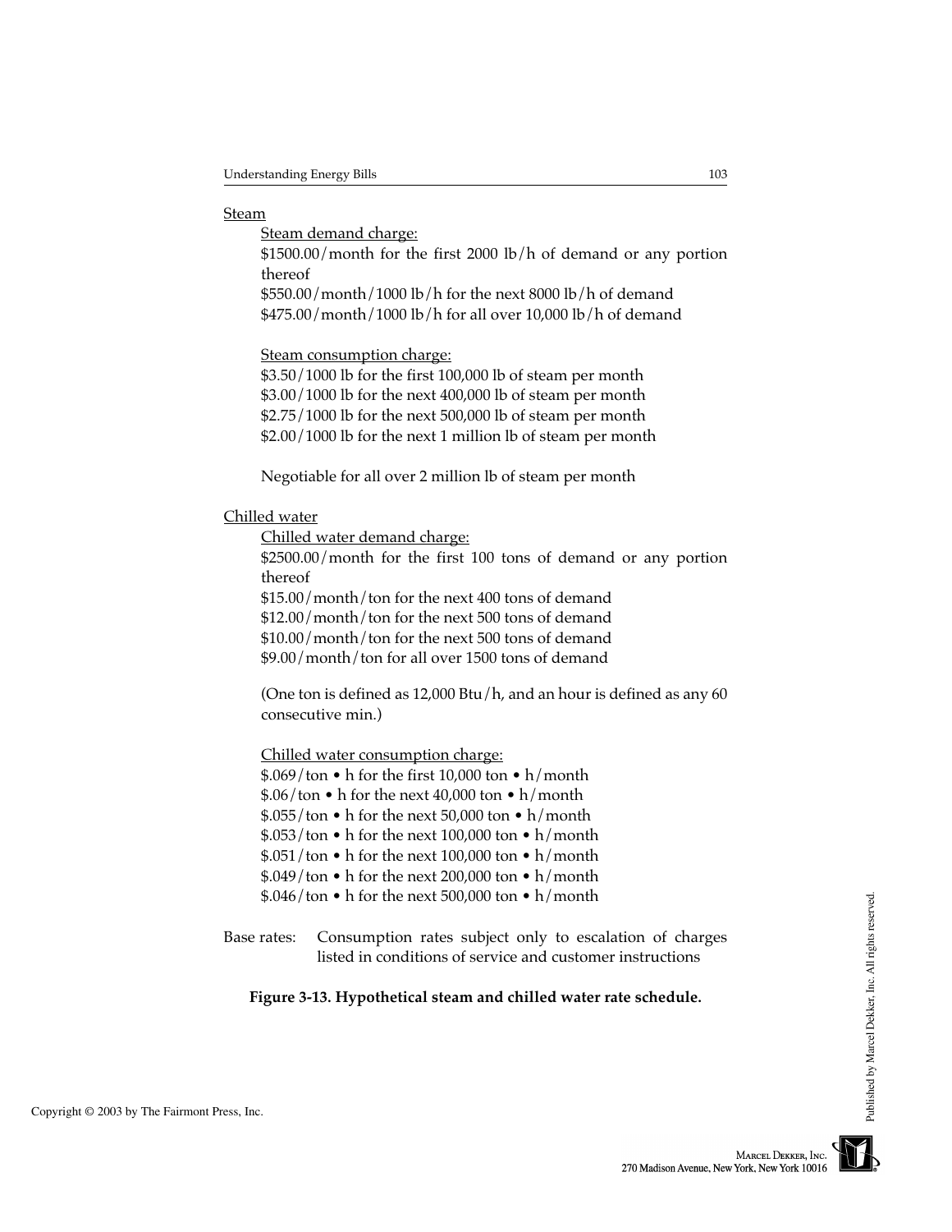Steam

Steam demand charge:

$1500.00/month for the first 2000 lb/h of demand or any portion thereof

$550.00/month/1000 lb/h for the next 8000 lb/h of demand

$475.00/month/1000 lb/h for all over 10,000 lb/h of demand

Steam consumption charge:

$3.50/1000 lb for the first 100,000 lb of steam per month

$3.00/1000 lb for the next 400,000 lb of steam per month

$2.75/1000 lb for the next 500,000 lb of steam per month

$2.00/1000 lb for the next 1 million lb of steam per month

Negotiable for all over 2 million lb of steam per month

Chilled water

Chilled water demand charge:

$2500.00/month for the first 100 tons of demand or any portion thereof

$15.00/month/ton for the next 400 tons of demand

$12.00/month/ton for the next 500 tons of demand

$10.00/month/ton for the next 500 tons of demand

$9.00/month/ton for all over 1500 tons of demand

(One ton is defined as 12,000 Btu/h, and an hour is defined as any 60 consecutive min.)

Chilled water consumption charge:

$.069/ton • h for the first 10,000 ton • h/month

$.06/ton • h for the next 40,000 ton • h/month

$.055/ton • h for the next 50,000 ton • h/month

$.053/ton • h for the next 100,000 ton • h/month

$.051/ton • h for the next 100,000 ton • h/month

$.049/ton • h for the next 200,000 ton • h/month

$.046/ton • h for the next 500,000 ton • h/month

Base rates: Consumption rates subject only to escalation of charges listed in conditions of service and customer instructions

**Figure 3-13. Hypothetical steam and chilled water rate schedule.**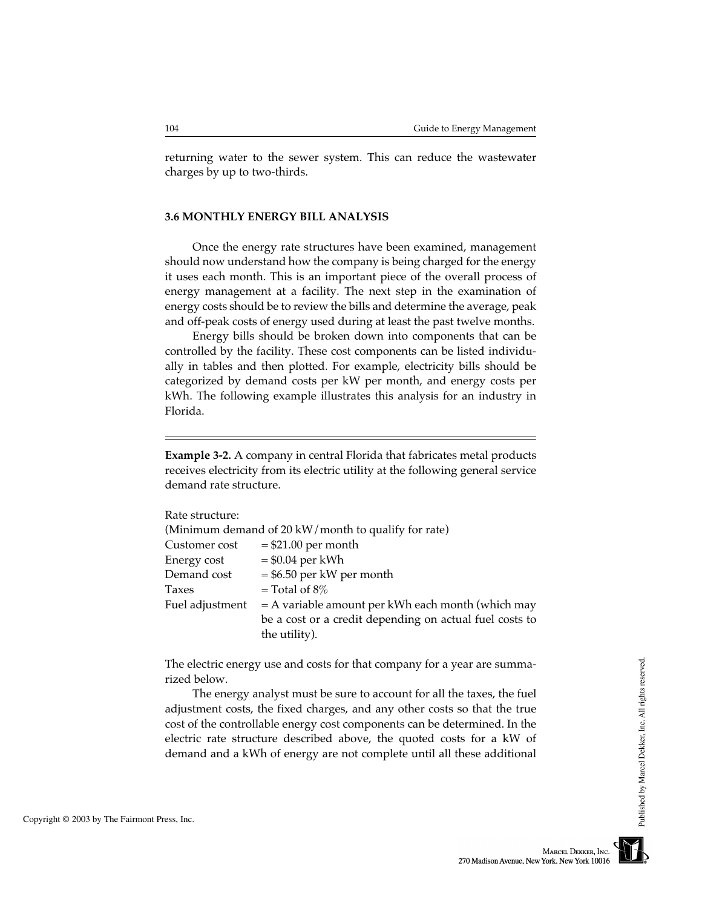returning water to the sewer system. This can reduce the wastewater charges by up to two-thirds.

### 3.6 MONTHLY ENERGY BILL ANALYSIS

Once the energy rate structures have been examined, management should now understand how the company is being charged for the energy it uses each month. This is an important piece of the overall process of energy management at a facility. The next step in the examination of energy costs should be to review the bills and determine the average, peak and off-peak costs of energy used during at least the past twelve months.

Energy bills should be broken down into components that can be controlled by the facility. These cost components can be listed individually in tables and then plotted. For example, electricity bills should be categorized by demand costs per kW per month, and energy costs per kWh. The following example illustrates this analysis for an industry in Florida.

---

**Example 3-2.** A company in central Florida that fabricates metal products receives electricity from its electric utility at the following general service demand rate structure.

Rate structure:
(Minimum demand of 20 kW/month to qualify for rate)

| | |
|---|---|
| Customer cost | = $21.00 per month |
| Energy cost | = $0.04 per kWh |
| Demand cost | = $6.50 per kW per month |
| Taxes | = Total of 8% |
| Fuel adjustment | = A variable amount per kWh each month (which may be a cost or a credit depending on actual fuel costs to the utility). |

The electric energy use and costs for that company for a year are summarized below.

The energy analyst must be sure to account for all the taxes, the fuel adjustment costs, the fixed charges, and any other costs so that the true cost of the controllable energy cost components can be determined. In the electric rate structure described above, the quoted costs for a kW of demand and a kWh of energy are not complete until all these additional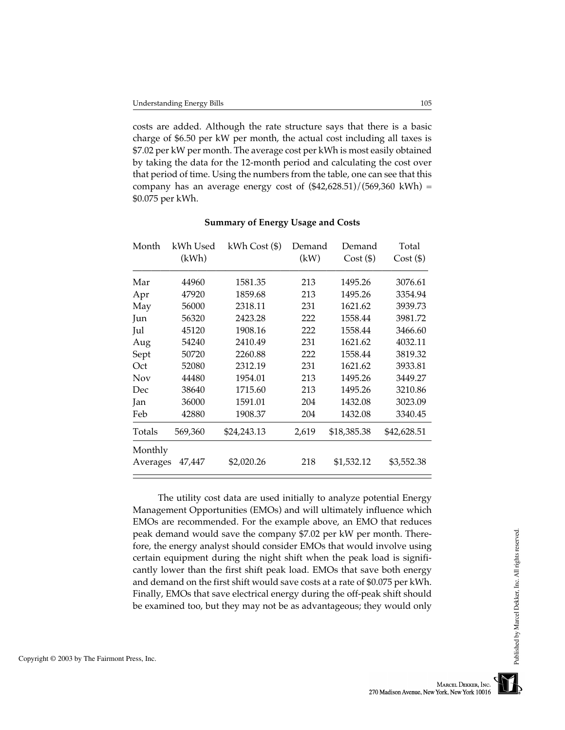costs are added. Although the rate structure says that there is a basic charge of \$6.50 per kW per month, the actual cost including all taxes is \$7.02 per kW per month. The average cost per kWh is most easily obtained by taking the data for the 12-month period and calculating the cost over that period of time. Using the numbers from the table, one can see that this company has an average energy cost of (\$42,628.51)/(569,360 kWh) = \$0.075 per kWh.

**Summary of Energy Usage and Costs**

| Month | kWh Used (kWh) | kWh Cost (\$) | Demand (kW) | Demand Cost (\$) | Total Cost (\$) |
|---|---|---|---|---|---|
| Mar | 44960 | 1581.35 | 213 | 1495.26 | 3076.61 |
| Apr | 47920 | 1859.68 | 213 | 1495.26 | 3354.94 |
| May | 56000 | 2318.11 | 231 | 1621.62 | 3939.73 |
| Jun | 56320 | 2423.28 | 222 | 1558.44 | 3981.72 |
| Jul | 45120 | 1908.16 | 222 | 1558.44 | 3466.60 |
| Aug | 54240 | 2410.49 | 231 | 1621.62 | 4032.11 |
| Sept | 50720 | 2260.88 | 222 | 1558.44 | 3819.32 |
| Oct | 52080 | 2312.19 | 231 | 1621.62 | 3933.81 |
| Nov | 44480 | 1954.01 | 213 | 1495.26 | 3449.27 |
| Dec | 38640 | 1715.60 | 213 | 1495.26 | 3210.86 |
| Jan | 36000 | 1591.01 | 204 | 1432.08 | 3023.09 |
| Feb | 42880 | 1908.37 | 204 | 1432.08 | 3340.45 |
| Totals | 569,360 | \$24,243.13 | 2,619 | \$18,385.38 | \$42,628.51 |
| Monthly Averages | 47,447 | \$2,020.26 | 218 | \$1,532.12 | \$3,552.38 |

The utility cost data are used initially to analyze potential Energy Management Opportunities (EMOs) and will ultimately influence which EMOs are recommended. For the example above, an EMO that reduces peak demand would save the company \$7.02 per kW per month. Therefore, the energy analyst should consider EMOs that would involve using certain equipment during the night shift when the peak load is significantly lower than the first shift peak load. EMOs that save both energy and demand on the first shift would save costs at a rate of \$0.075 per kWh. Finally, EMOs that save electrical energy during the off-peak shift should be examined too, but they may not be as advantageous; they would only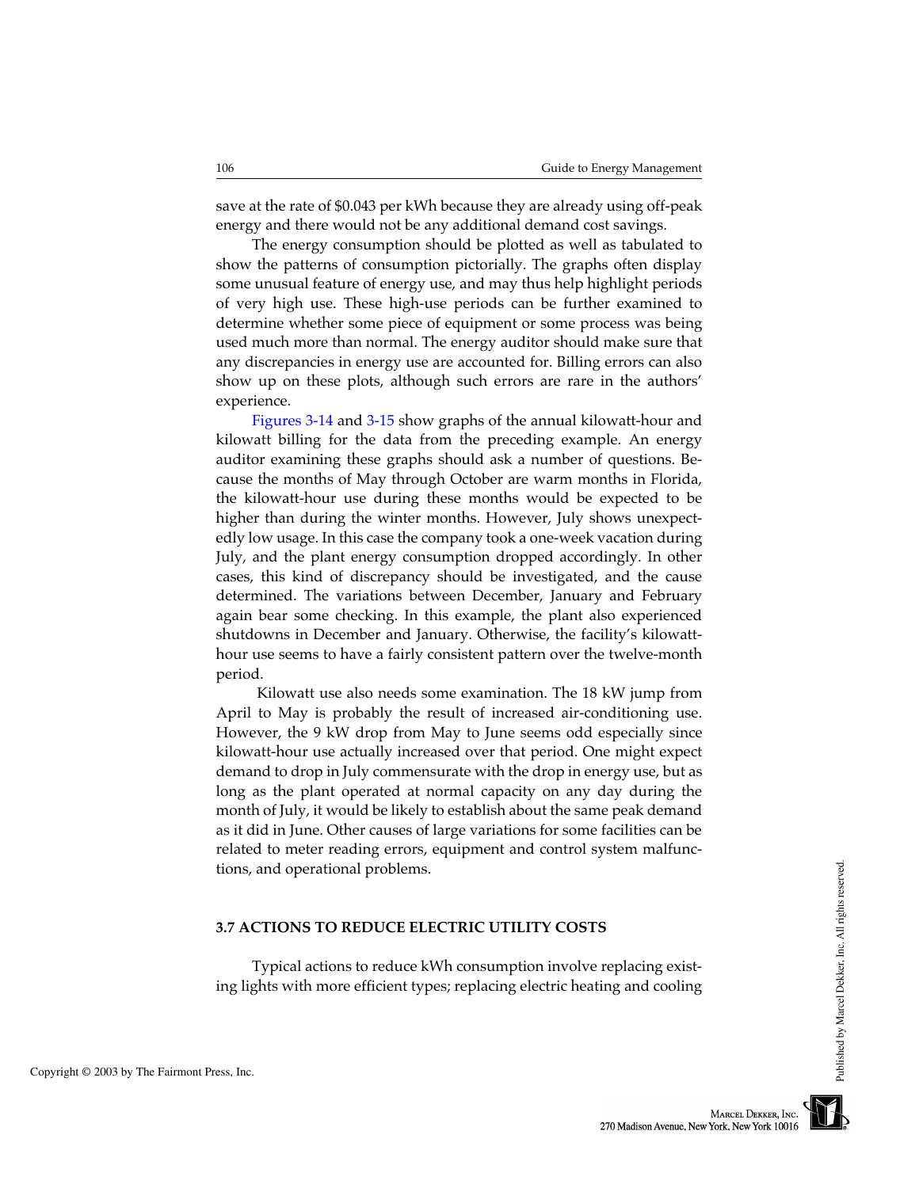save at the rate of $0.043 per kWh because they are already using off-peak energy and there would not be any additional demand cost savings.

The energy consumption should be plotted as well as tabulated to show the patterns of consumption pictorially. The graphs often display some unusual feature of energy use, and may thus help highlight periods of very high use. These high-use periods can be further examined to determine whether some piece of equipment or some process was being used much more than normal. The energy auditor should make sure that any discrepancies in energy use are accounted for. Billing errors can also show up on these plots, although such errors are rare in the authors' experience.

Figures 3-14 and 3-15 show graphs of the annual kilowatt-hour and kilowatt billing for the data from the preceding example. An energy auditor examining these graphs should ask a number of questions. Because the months of May through October are warm months in Florida, the kilowatt-hour use during these months would be expected to be higher than during the winter months. However, July shows unexpectedly low usage. In this case the company took a one-week vacation during July, and the plant energy consumption dropped accordingly. In other cases, this kind of discrepancy should be investigated, and the cause determined. The variations between December, January and February again bear some checking. In this example, the plant also experienced shutdowns in December and January. Otherwise, the facility's kilowatt-hour use seems to have a fairly consistent pattern over the twelve-month period.

Kilowatt use also needs some examination. The 18 kW jump from April to May is probably the result of increased air-conditioning use. However, the 9 kW drop from May to June seems odd especially since kilowatt-hour use actually increased over that period. One might expect demand to drop in July commensurate with the drop in energy use, but as long as the plant operated at normal capacity on any day during the month of July, it would be likely to establish about the same peak demand as it did in June. Other causes of large variations for some facilities can be related to meter reading errors, equipment and control system malfunctions, and operational problems.

## 3.7 ACTIONS TO REDUCE ELECTRIC UTILITY COSTS

Typical actions to reduce kWh consumption involve replacing existing lights with more efficient types; replacing electric heating and cooling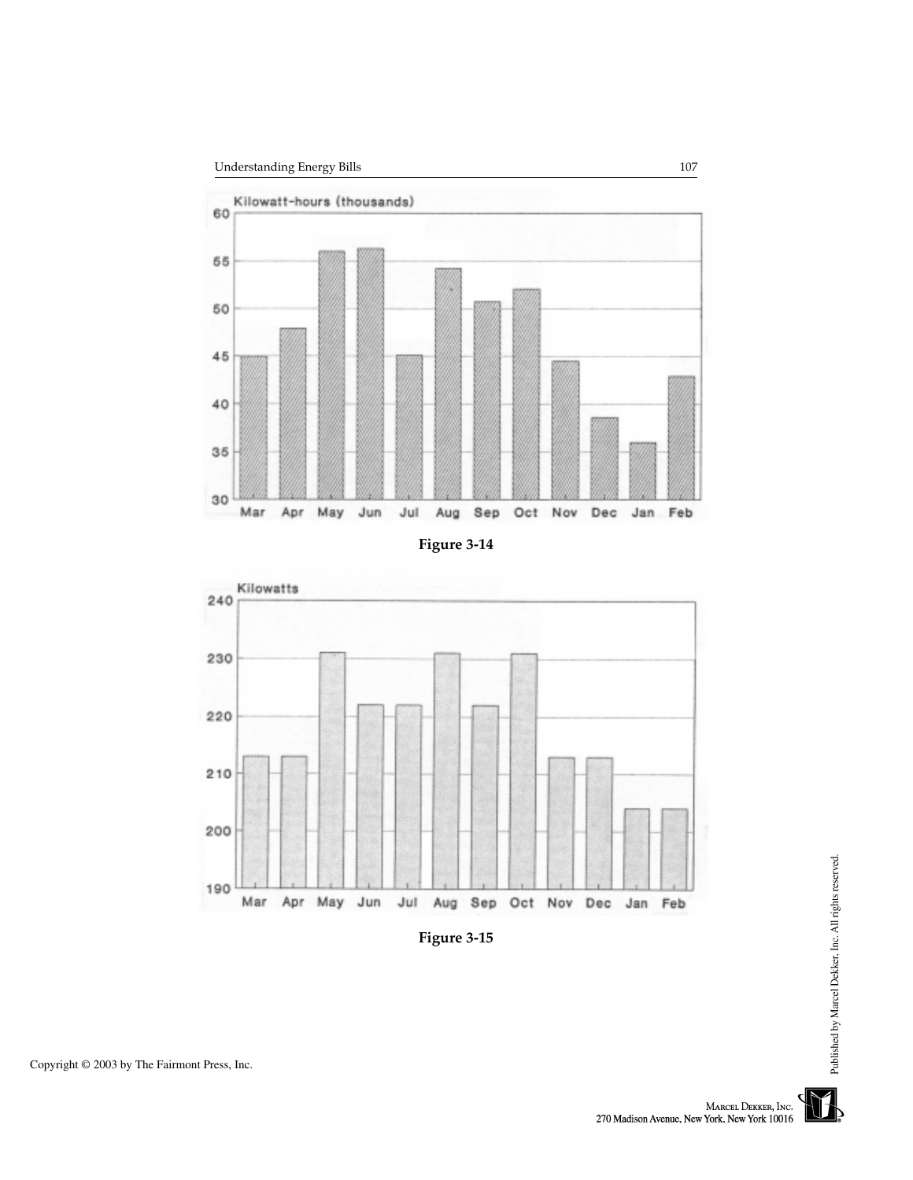Kilowatt-hours (thousands)

60
55
50
45
40
35
30

Mar Apr May Jun Jul Aug Sep Oct Nov Dec Jan Feb

**Figure 3-14**

Kilowatts

240
230
220
210
200
190

Mar Apr May Jun Jul Aug Sep Oct Nov Dec Jan Feb

**Figure 3-15**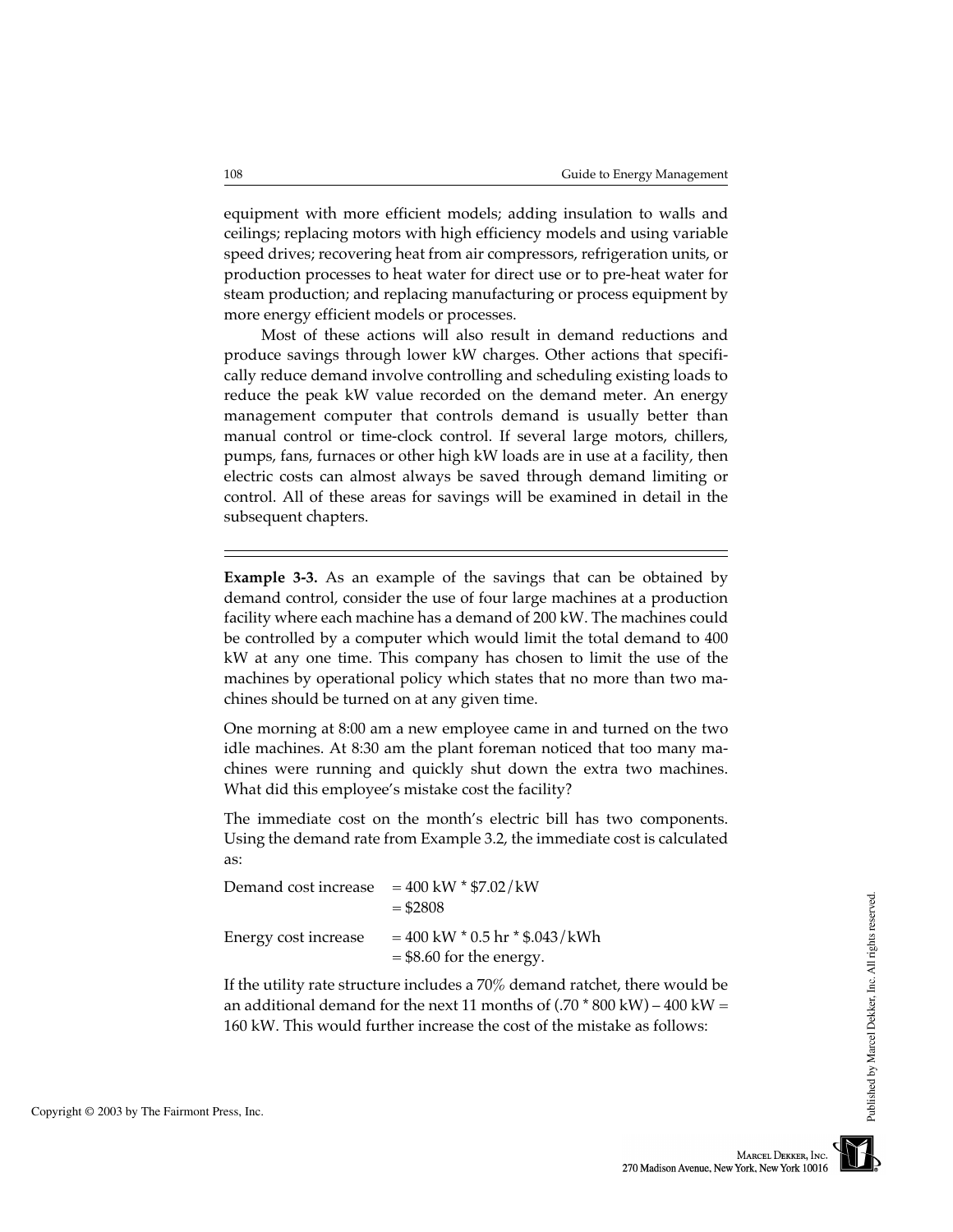equipment with more efficient models; adding insulation to walls and ceilings; replacing motors with high efficiency models and using variable speed drives; recovering heat from air compressors, refrigeration units, or production processes to heat water for direct use or to pre-heat water for steam production; and replacing manufacturing or process equipment by more energy efficient models or processes.

Most of these actions will also result in demand reductions and produce savings through lower kW charges. Other actions that specifically reduce demand involve controlling and scheduling existing loads to reduce the peak kW value recorded on the demand meter. An energy management computer that controls demand is usually better than manual control or time-clock control. If several large motors, chillers, pumps, fans, furnaces or other high kW loads are in use at a facility, then electric costs can almost always be saved through demand limiting or control. All of these areas for savings will be examined in detail in the subsequent chapters.

---

**Example 3-3.** As an example of the savings that can be obtained by demand control, consider the use of four large machines at a production facility where each machine has a demand of 200 kW. The machines could be controlled by a computer which would limit the total demand to 400 kW at any one time. This company has chosen to limit the use of the machines by operational policy which states that no more than two machines should be turned on at any given time.

One morning at 8:00 am a new employee came in and turned on the two idle machines. At 8:30 am the plant foreman noticed that too many machines were running and quickly shut down the extra two machines. What did this employee's mistake cost the facility?

The immediate cost on the month's electric bill has two components. Using the demand rate from Example 3.2, the immediate cost is calculated as:

Demand cost increase = 400 kW * $7.02/kW
= $2808

Energy cost increase = 400 kW * 0.5 hr * $.043/kWh
= $8.60 for the energy.

If the utility rate structure includes a 70% demand ratchet, there would be an additional demand for the next 11 months of (.70 * 800 kW) – 400 kW = 160 kW. This would further increase the cost of the mistake as follows: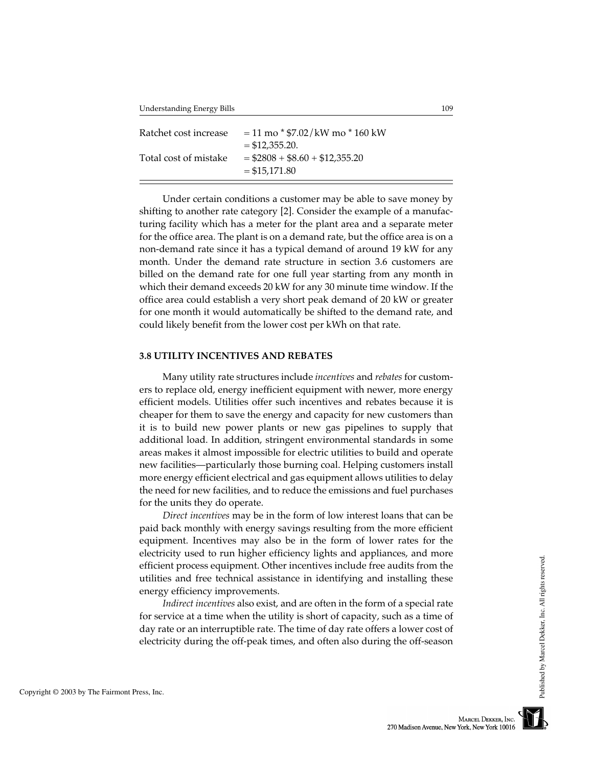| | |
|---|---|
| Ratchet cost increase | = 11 mo * $7.02/kW mo * 160 kW |
| | = $12,355.20. |
| Total cost of mistake | = $2808 + $8.60 + $12,355.20 |
| | = $15,171.80 |

Under certain conditions a customer may be able to save money by shifting to another rate category [2]. Consider the example of a manufacturing facility which has a meter for the plant area and a separate meter for the office area. The plant is on a demand rate, but the office area is on a non-demand rate since it has a typical demand of around 19 kW for any month. Under the demand rate structure in section 3.6 customers are billed on the demand rate for one full year starting from any month in which their demand exceeds 20 kW for any 30 minute time window. If the office area could establish a very short peak demand of 20 kW or greater for one month it would automatically be shifted to the demand rate, and could likely benefit from the lower cost per kWh on that rate.

### 3.8 UTILITY INCENTIVES AND REBATES

Many utility rate structures include *incentives* and *rebates* for customers to replace old, energy inefficient equipment with newer, more energy efficient models. Utilities offer such incentives and rebates because it is cheaper for them to save the energy and capacity for new customers than it is to build new power plants or new gas pipelines to supply that additional load. In addition, stringent environmental standards in some areas makes it almost impossible for electric utilities to build and operate new facilities—particularly those burning coal. Helping customers install more energy efficient electrical and gas equipment allows utilities to delay the need for new facilities, and to reduce the emissions and fuel purchases for the units they do operate.

*Direct incentives* may be in the form of low interest loans that can be paid back monthly with energy savings resulting from the more efficient equipment. Incentives may also be in the form of lower rates for the electricity used to run higher efficiency lights and appliances, and more efficient process equipment. Other incentives include free audits from the utilities and free technical assistance in identifying and installing these energy efficiency improvements.

*Indirect incentives* also exist, and are often in the form of a special rate for service at a time when the utility is short of capacity, such as a time of day rate or an interruptible rate. The time of day rate offers a lower cost of electricity during the off-peak times, and often also during the off-season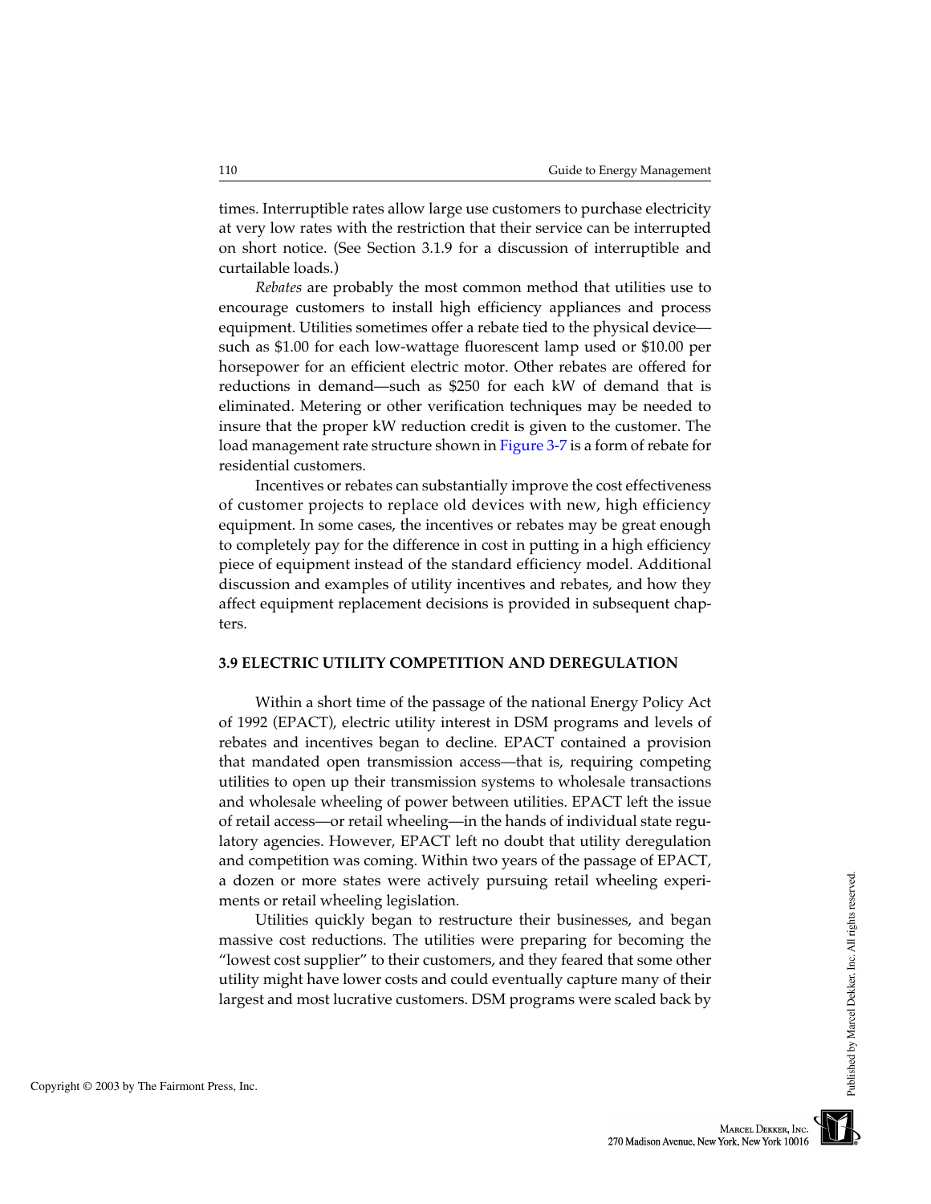times. Interruptible rates allow large use customers to purchase electricity at very low rates with the restriction that their service can be interrupted on short notice. (See Section 3.1.9 for a discussion of interruptible and curtailable loads.)

*Rebates* are probably the most common method that utilities use to encourage customers to install high efficiency appliances and process equipment. Utilities sometimes offer a rebate tied to the physical device—such as $1.00 for each low-wattage fluorescent lamp used or $10.00 per horsepower for an efficient electric motor. Other rebates are offered for reductions in demand—such as $250 for each kW of demand that is eliminated. Metering or other verification techniques may be needed to insure that the proper kW reduction credit is given to the customer. The load management rate structure shown in Figure 3-7 is a form of rebate for residential customers.

Incentives or rebates can substantially improve the cost effectiveness of customer projects to replace old devices with new, high efficiency equipment. In some cases, the incentives or rebates may be great enough to completely pay for the difference in cost in putting in a high efficiency piece of equipment instead of the standard efficiency model. Additional discussion and examples of utility incentives and rebates, and how they affect equipment replacement decisions is provided in subsequent chapters.

## 3.9 ELECTRIC UTILITY COMPETITION AND DEREGULATION

Within a short time of the passage of the national Energy Policy Act of 1992 (EPACT), electric utility interest in DSM programs and levels of rebates and incentives began to decline. EPACT contained a provision that mandated open transmission access—that is, requiring competing utilities to open up their transmission systems to wholesale transactions and wholesale wheeling of power between utilities. EPACT left the issue of retail access—or retail wheeling—in the hands of individual state regulatory agencies. However, EPACT left no doubt that utility deregulation and competition was coming. Within two years of the passage of EPACT, a dozen or more states were actively pursuing retail wheeling experiments or retail wheeling legislation.

Utilities quickly began to restructure their businesses, and began massive cost reductions. The utilities were preparing for becoming the "lowest cost supplier" to their customers, and they feared that some other utility might have lower costs and could eventually capture many of their largest and most lucrative customers. DSM programs were scaled back by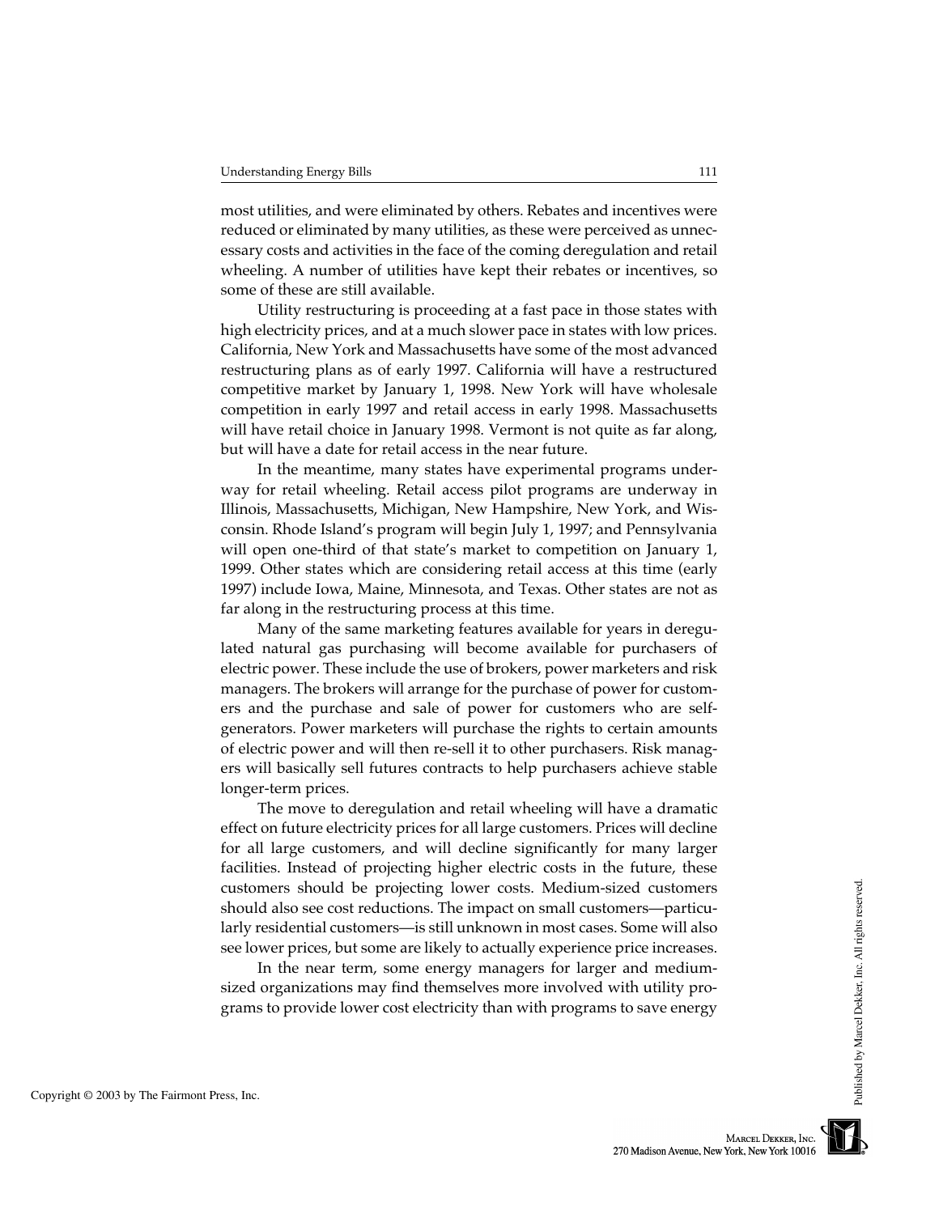most utilities, and were eliminated by others. Rebates and incentives were reduced or eliminated by many utilities, as these were perceived as unnecessary costs and activities in the face of the coming deregulation and retail wheeling. A number of utilities have kept their rebates or incentives, so some of these are still available.

Utility restructuring is proceeding at a fast pace in those states with high electricity prices, and at a much slower pace in states with low prices. California, New York and Massachusetts have some of the most advanced restructuring plans as of early 1997. California will have a restructured competitive market by January 1, 1998. New York will have wholesale competition in early 1997 and retail access in early 1998. Massachusetts will have retail choice in January 1998. Vermont is not quite as far along, but will have a date for retail access in the near future.

In the meantime, many states have experimental programs underway for retail wheeling. Retail access pilot programs are underway in Illinois, Massachusetts, Michigan, New Hampshire, New York, and Wisconsin. Rhode Island's program will begin July 1, 1997; and Pennsylvania will open one-third of that state's market to competition on January 1, 1999. Other states which are considering retail access at this time (early 1997) include Iowa, Maine, Minnesota, and Texas. Other states are not as far along in the restructuring process at this time.

Many of the same marketing features available for years in deregulated natural gas purchasing will become available for purchasers of electric power. These include the use of brokers, power marketers and risk managers. The brokers will arrange for the purchase of power for customers and the purchase and sale of power for customers who are self-generators. Power marketers will purchase the rights to certain amounts of electric power and will then re-sell it to other purchasers. Risk managers will basically sell futures contracts to help purchasers achieve stable longer-term prices.

The move to deregulation and retail wheeling will have a dramatic effect on future electricity prices for all large customers. Prices will decline for all large customers, and will decline significantly for many larger facilities. Instead of projecting higher electric costs in the future, these customers should be projecting lower costs. Medium-sized customers should also see cost reductions. The impact on small customers—particularly residential customers—is still unknown in most cases. Some will also see lower prices, but some are likely to actually experience price increases.

In the near term, some energy managers for larger and medium-sized organizations may find themselves more involved with utility programs to provide lower cost electricity than with programs to save energy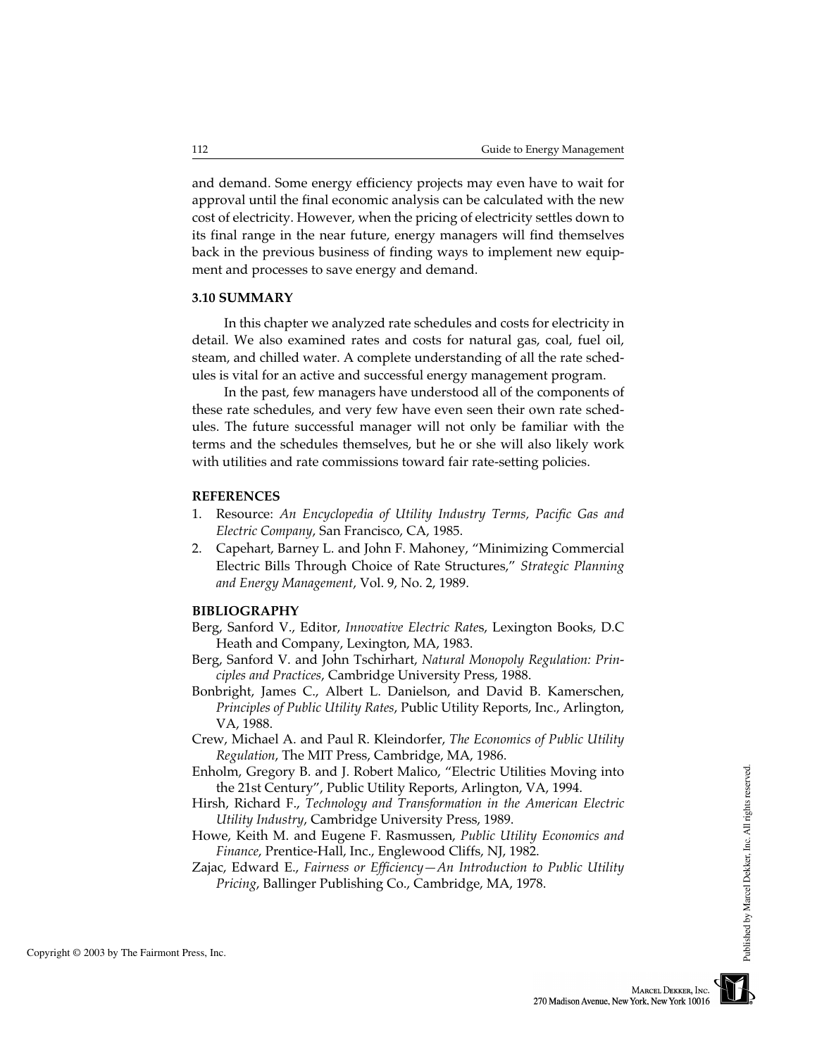and demand. Some energy efficiency projects may even have to wait for approval until the final economic analysis can be calculated with the new cost of electricity. However, when the pricing of electricity settles down to its final range in the near future, energy managers will find themselves back in the previous business of finding ways to implement new equipment and processes to save energy and demand.

### 3.10 SUMMARY

In this chapter we analyzed rate schedules and costs for electricity in detail. We also examined rates and costs for natural gas, coal, fuel oil, steam, and chilled water. A complete understanding of all the rate schedules is vital for an active and successful energy management program.

In the past, few managers have understood all of the components of these rate schedules, and very few have even seen their own rate schedules. The future successful manager will not only be familiar with the terms and the schedules themselves, but he or she will also likely work with utilities and rate commissions toward fair rate-setting policies.

### REFERENCES

1. Resource: *An Encyclopedia of Utility Industry Terms, Pacific Gas and Electric Company*, San Francisco, CA, 1985.
2. Capehart, Barney L. and John F. Mahoney, "Minimizing Commercial Electric Bills Through Choice of Rate Structures," *Strategic Planning and Energy Management*, Vol. 9, No. 2, 1989.

### BIBLIOGRAPHY

Berg, Sanford V., Editor, *Innovative Electric Rates*, Lexington Books, D.C Heath and Company, Lexington, MA, 1983.

Berg, Sanford V. and John Tschirhart, *Natural Monopoly Regulation: Principles and Practices*, Cambridge University Press, 1988.

Bonbright, James C., Albert L. Danielson, and David B. Kamerschen, *Principles of Public Utility Rates*, Public Utility Reports, Inc., Arlington, VA, 1988.

Crew, Michael A. and Paul R. Kleindorfer, *The Economics of Public Utility Regulation*, The MIT Press, Cambridge, MA, 1986.

Enholm, Gregory B. and J. Robert Malico, "Electric Utilities Moving into the 21st Century", Public Utility Reports, Arlington, VA, 1994.

Hirsh, Richard F., *Technology and Transformation in the American Electric Utility Industry*, Cambridge University Press, 1989.

Howe, Keith M. and Eugene F. Rasmussen, *Public Utility Economics and Finance*, Prentice-Hall, Inc., Englewood Cliffs, NJ, 1982.

Zajac, Edward E., *Fairness or Efficiency—An Introduction to Public Utility Pricing*, Ballinger Publishing Co., Cambridge, MA, 1978.